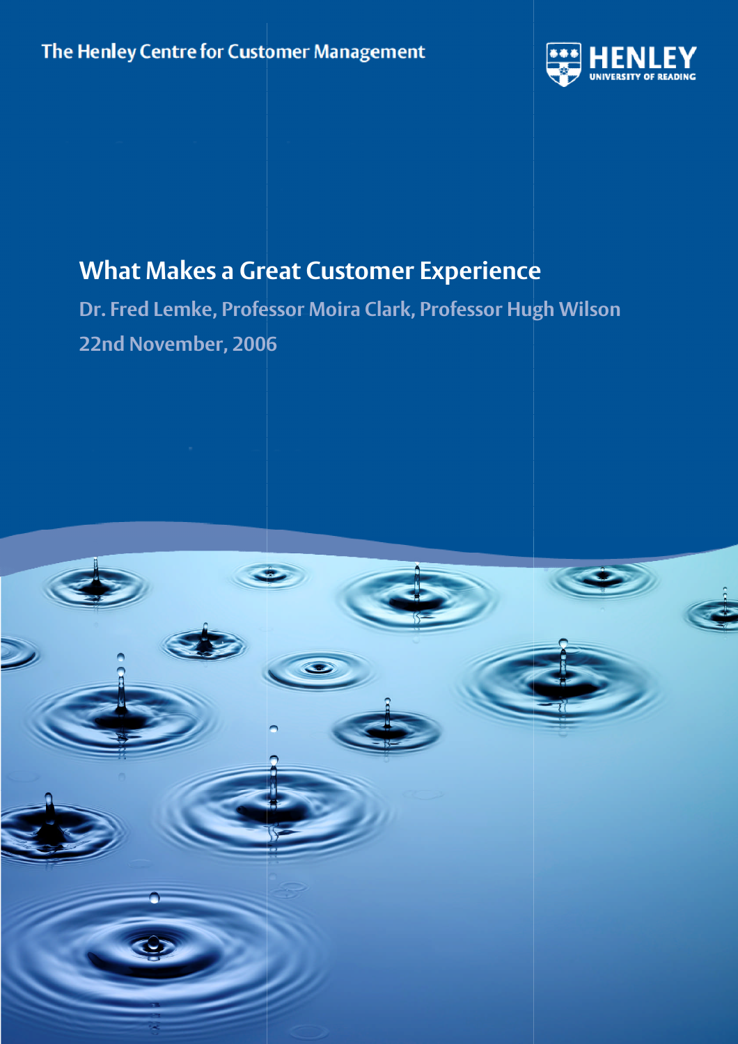The Henley Centre for Customer Management

HENLEY
UNIVERSITY OF READING

# What Makes a Great Customer Experience

**Dr. Fred Lemke, Professor Moira Clark, Professor Hugh Wilson**

**22nd November, 2006**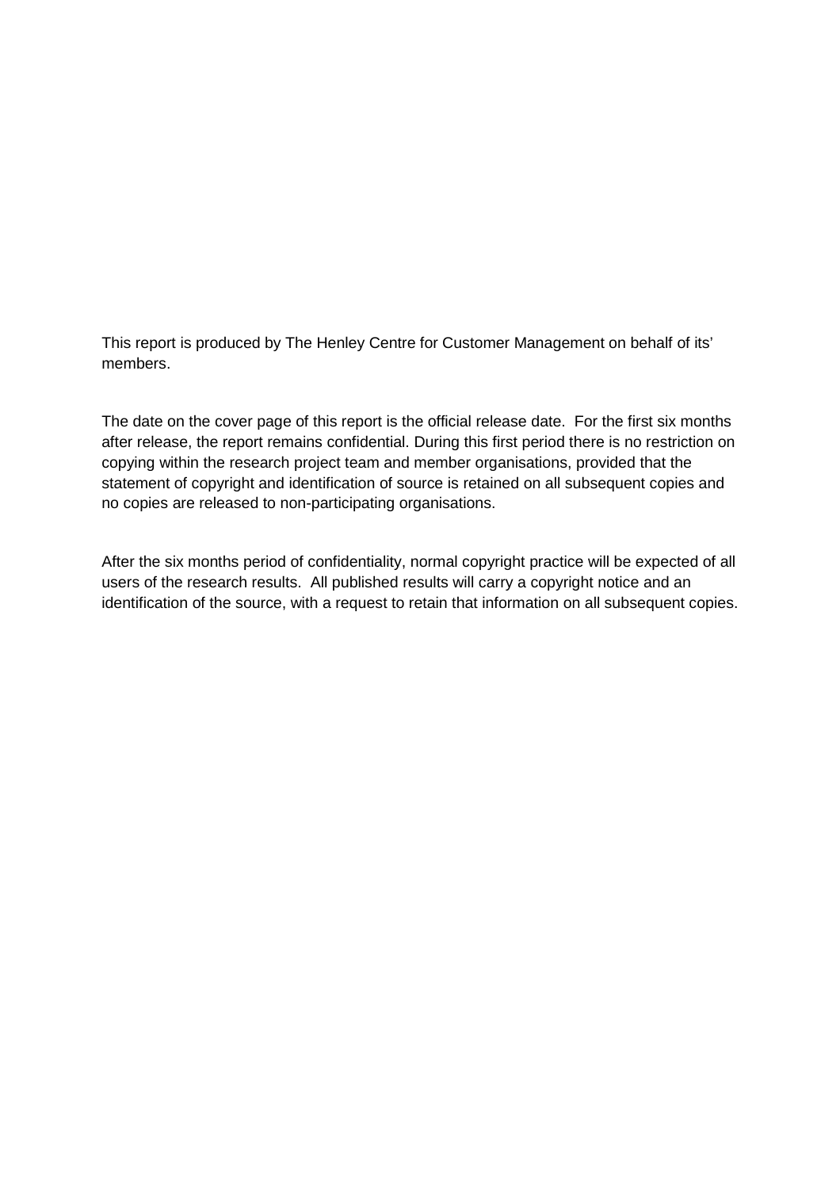This report is produced by The Henley Centre for Customer Management on behalf of its' members.

The date on the cover page of this report is the official release date. For the first six months after release, the report remains confidential. During this first period there is no restriction on copying within the research project team and member organisations, provided that the statement of copyright and identification of source is retained on all subsequent copies and no copies are released to non-participating organisations.

After the six months period of confidentiality, normal copyright practice will be expected of all users of the research results. All published results will carry a copyright notice and an identification of the source, with a request to retain that information on all subsequent copies.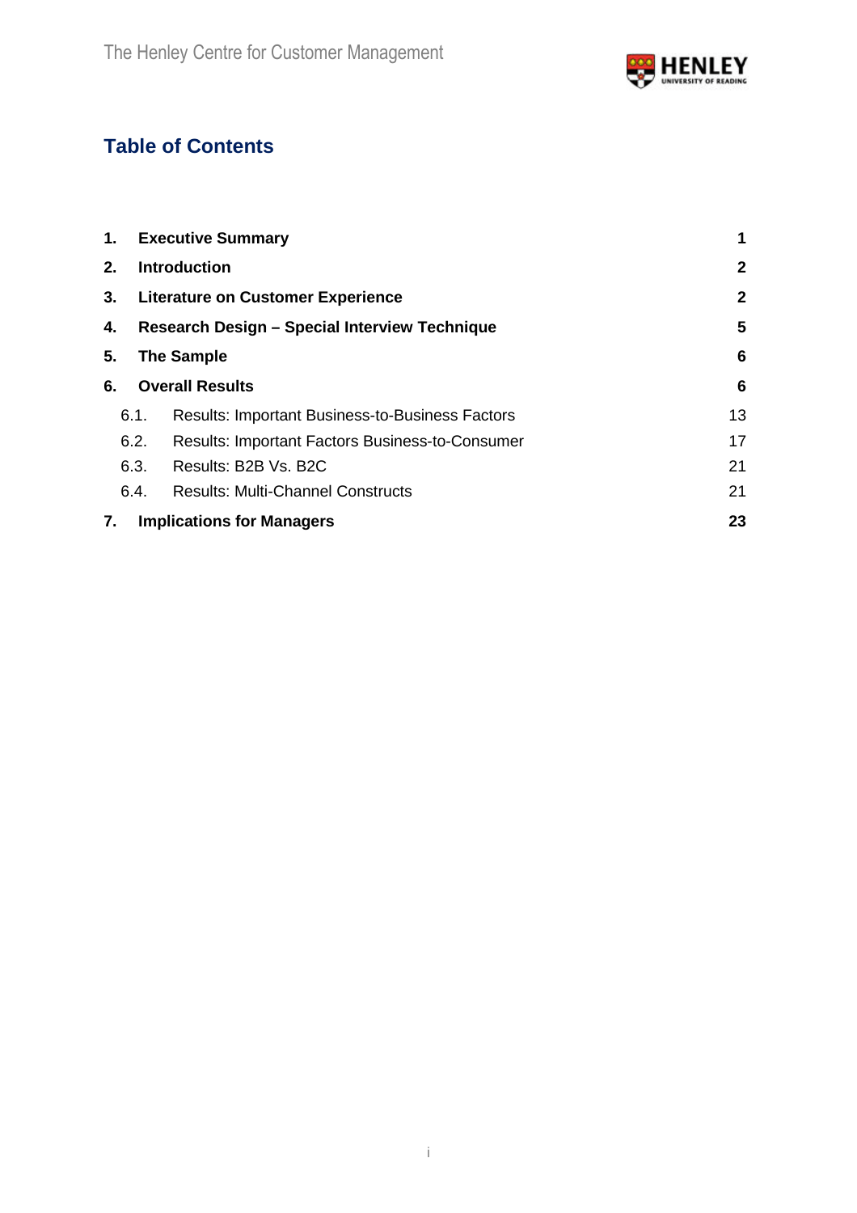# Table of Contents

| | | |
|---|---|---|
| **1.** | **Executive Summary** | **1** |
| **2.** | **Introduction** | **2** |
| **3.** | **Literature on Customer Experience** | **2** |
| **4.** | **Research Design – Special Interview Technique** | **5** |
| **5.** | **The Sample** | **6** |
| **6.** | **Overall Results** | **6** |
| 6.1. | Results: Important Business-to-Business Factors | 13 |
| 6.2. | Results: Important Factors Business-to-Consumer | 17 |
| 6.3. | Results: B2B Vs. B2C | 21 |
| 6.4. | Results: Multi-Channel Constructs | 21 |
| **7.** | **Implications for Managers** | **23** |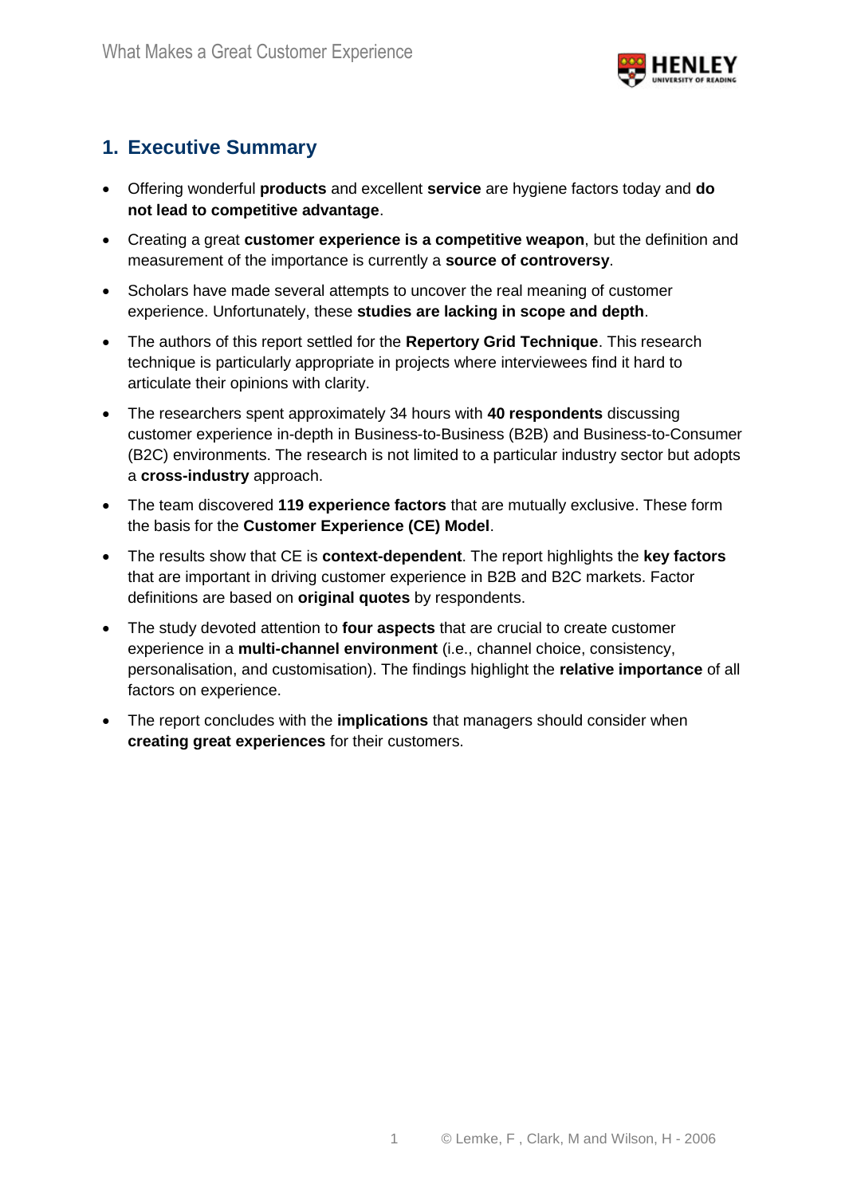## 1. Executive Summary

- Offering wonderful **products** and excellent **service** are hygiene factors today and **do not lead to competitive advantage**.
- Creating a great **customer experience is a competitive weapon**, but the definition and measurement of the importance is currently a **source of controversy**.
- Scholars have made several attempts to uncover the real meaning of customer experience. Unfortunately, these **studies are lacking in scope and depth**.
- The authors of this report settled for the **Repertory Grid Technique**. This research technique is particularly appropriate in projects where interviewees find it hard to articulate their opinions with clarity.
- The researchers spent approximately 34 hours with **40 respondents** discussing customer experience in-depth in Business-to-Business (B2B) and Business-to-Consumer (B2C) environments. The research is not limited to a particular industry sector but adopts a **cross-industry** approach.
- The team discovered **119 experience factors** that are mutually exclusive. These form the basis for the **Customer Experience (CE) Model**.
- The results show that CE is **context-dependent**. The report highlights the **key factors** that are important in driving customer experience in B2B and B2C markets. Factor definitions are based on **original quotes** by respondents.
- The study devoted attention to **four aspects** that are crucial to create customer experience in a **multi-channel environment** (i.e., channel choice, consistency, personalisation, and customisation). The findings highlight the **relative importance** of all factors on experience.
- The report concludes with the **implications** that managers should consider when **creating great experiences** for their customers.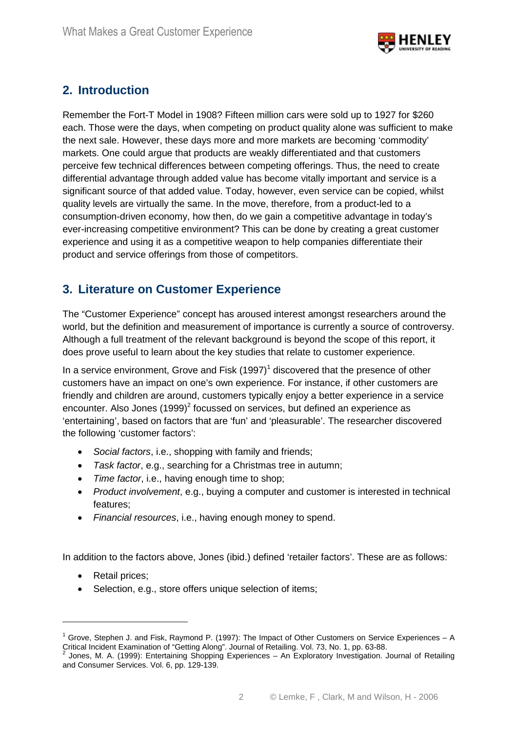## 2. Introduction

Remember the Fort-T Model in 1908? Fifteen million cars were sold up to 1927 for $260 each. Those were the days, when competing on product quality alone was sufficient to make the next sale. However, these days more and more markets are becoming 'commodity' markets. One could argue that products are weakly differentiated and that customers perceive few technical differences between competing offerings. Thus, the need to create differential advantage through added value has become vitally important and service is a significant source of that added value. Today, however, even service can be copied, whilst quality levels are virtually the same. In the move, therefore, from a product-led to a consumption-driven economy, how then, do we gain a competitive advantage in today's ever-increasing competitive environment? This can be done by creating a great customer experience and using it as a competitive weapon to help companies differentiate their product and service offerings from those of competitors.

## 3. Literature on Customer Experience

The "Customer Experience" concept has aroused interest amongst researchers around the world, but the definition and measurement of importance is currently a source of controversy. Although a full treatment of the relevant background is beyond the scope of this report, it does prove useful to learn about the key studies that relate to customer experience.

In a service environment, Grove and Fisk (1997)[1] discovered that the presence of other customers have an impact on one's own experience. For instance, if other customers are friendly and children are around, customers typically enjoy a better experience in a service encounter. Also Jones (1999)[2] focussed on services, but defined an experience as 'entertaining', based on factors that are 'fun' and 'pleasurable'. The researcher discovered the following 'customer factors':

- *Social factors*, i.e., shopping with family and friends;
- *Task factor*, e.g., searching for a Christmas tree in autumn;
- *Time factor*, i.e., having enough time to shop;
- *Product involvement*, e.g., buying a computer and customer is interested in technical features;
- *Financial resources*, i.e., having enough money to spend.

In addition to the factors above, Jones (ibid.) defined 'retailer factors'. These are as follows:

- Retail prices;
- Selection, e.g., store offers unique selection of items;

---

[1] Grove, Stephen J. and Fisk, Raymond P. (1997): The Impact of Other Customers on Service Experiences – A Critical Incident Examination of "Getting Along". Journal of Retailing. Vol. 73, No. 1, pp. 63-88.

[2] Jones, M. A. (1999): Entertaining Shopping Experiences – An Exploratory Investigation. Journal of Retailing and Consumer Services. Vol. 6, pp. 129-139.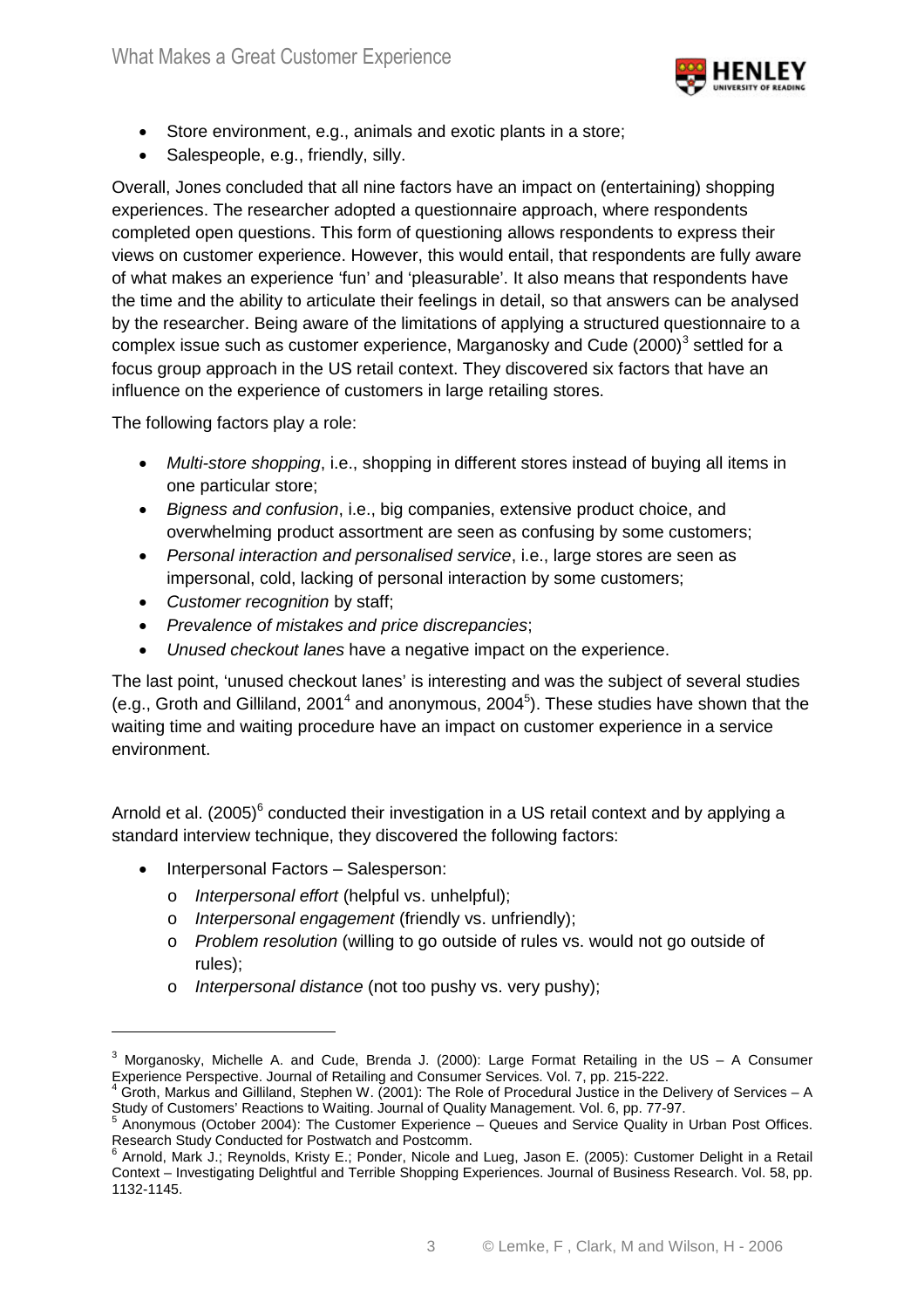- Store environment, e.g., animals and exotic plants in a store;
- Salespeople, e.g., friendly, silly.

Overall, Jones concluded that all nine factors have an impact on (entertaining) shopping experiences. The researcher adopted a questionnaire approach, where respondents completed open questions. This form of questioning allows respondents to express their views on customer experience. However, this would entail, that respondents are fully aware of what makes an experience 'fun' and 'pleasurable'. It also means that respondents have the time and the ability to articulate their feelings in detail, so that answers can be analysed by the researcher. Being aware of the limitations of applying a structured questionnaire to a complex issue such as customer experience, Marganosky and Cude (2000)[3] settled for a focus group approach in the US retail context. They discovered six factors that have an influence on the experience of customers in large retailing stores.

The following factors play a role:

- *Multi-store shopping*, i.e., shopping in different stores instead of buying all items in one particular store;
- *Bigness and confusion*, i.e., big companies, extensive product choice, and overwhelming product assortment are seen as confusing by some customers;
- *Personal interaction and personalised service*, i.e., large stores are seen as impersonal, cold, lacking of personal interaction by some customers;
- *Customer recognition* by staff;
- *Prevalence of mistakes and price discrepancies*;
- *Unused checkout lanes* have a negative impact on the experience.

The last point, 'unused checkout lanes' is interesting and was the subject of several studies (e.g., Groth and Gilliland, 2001[4] and anonymous, 2004[5]). These studies have shown that the waiting time and waiting procedure have an impact on customer experience in a service environment.

Arnold et al. (2005)[6] conducted their investigation in a US retail context and by applying a standard interview technique, they discovered the following factors:

- Interpersonal Factors – Salesperson:
  - *Interpersonal effort* (helpful vs. unhelpful);
  - *Interpersonal engagement* (friendly vs. unfriendly);
  - *Problem resolution* (willing to go outside of rules vs. would not go outside of rules);
  - *Interpersonal distance* (not too pushy vs. very pushy);

---

[3] Morganosky, Michelle A. and Cude, Brenda J. (2000): Large Format Retailing in the US – A Consumer Experience Perspective. Journal of Retailing and Consumer Services. Vol. 7, pp. 215-222.

[4] Groth, Markus and Gilliland, Stephen W. (2001): The Role of Procedural Justice in the Delivery of Services – A Study of Customers' Reactions to Waiting. Journal of Quality Management. Vol. 6, pp. 77-97.

[5] Anonymous (October 2004): The Customer Experience – Queues and Service Quality in Urban Post Offices. Research Study Conducted for Postwatch and Postcomm.

[6] Arnold, Mark J.; Reynolds, Kristy E.; Ponder, Nicole and Lueg, Jason E. (2005): Customer Delight in a Retail Context – Investigating Delightful and Terrible Shopping Experiences. Journal of Business Research. Vol. 58, pp. 1132-1145.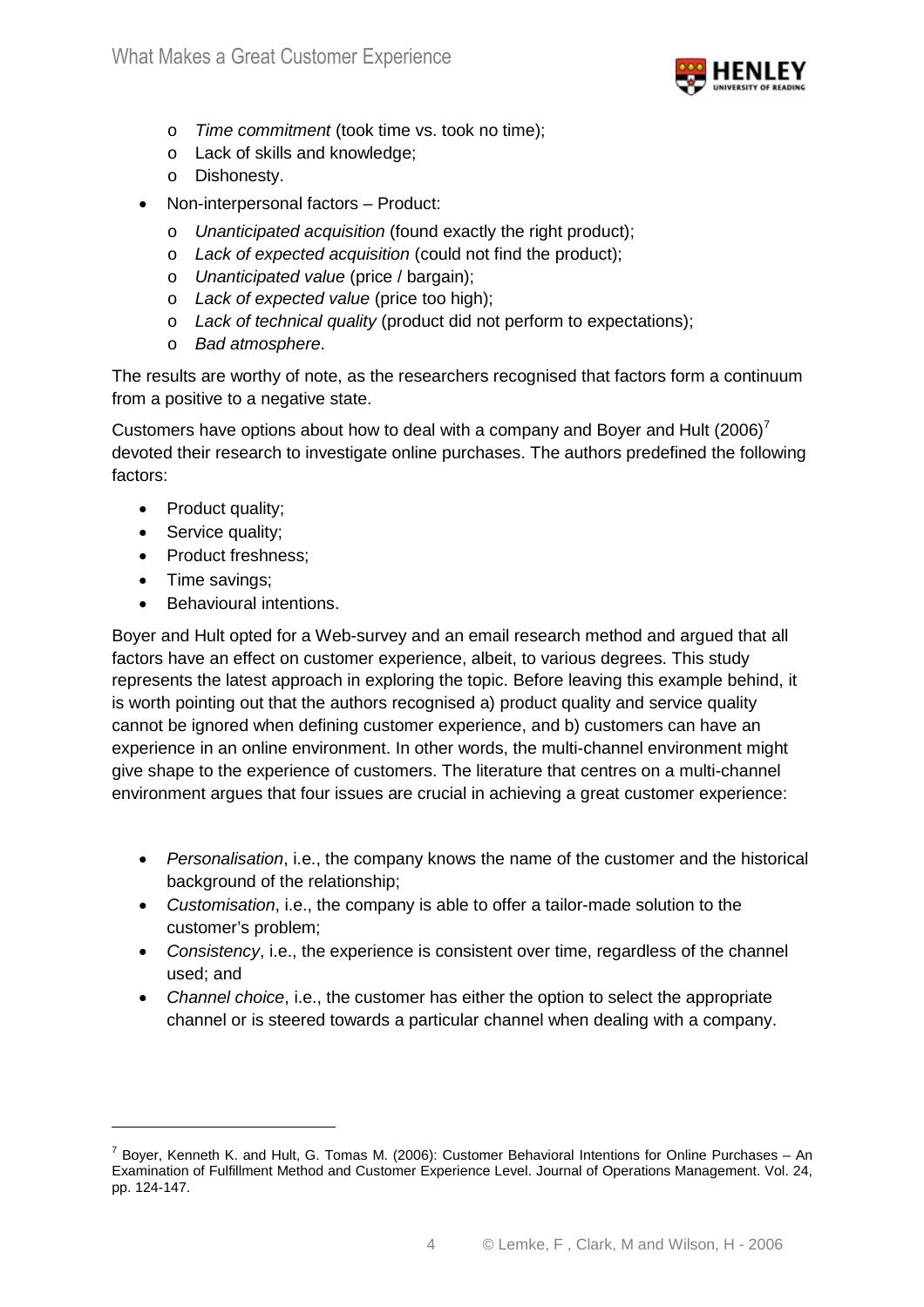- *Time commitment* (took time vs. took no time);
    - Lack of skills and knowledge;
    - Dishonesty.
- Non-interpersonal factors – Product:
    - *Unanticipated acquisition* (found exactly the right product);
    - *Lack of expected acquisition* (could not find the product);
    - *Unanticipated value* (price / bargain);
    - *Lack of expected value* (price too high);
    - *Lack of technical quality* (product did not perform to expectations);
    - *Bad atmosphere*.

The results are worthy of note, as the researchers recognised that factors form a continuum from a positive to a negative state.

Customers have options about how to deal with a company and Boyer and Hult (2006)[7] devoted their research to investigate online purchases. The authors predefined the following factors:

- Product quality;
- Service quality;
- Product freshness;
- Time savings;
- Behavioural intentions.

Boyer and Hult opted for a Web-survey and an email research method and argued that all factors have an effect on customer experience, albeit, to various degrees. This study represents the latest approach in exploring the topic. Before leaving this example behind, it is worth pointing out that the authors recognised a) product quality and service quality cannot be ignored when defining customer experience, and b) customers can have an experience in an online environment. In other words, the multi-channel environment might give shape to the experience of customers. The literature that centres on a multi-channel environment argues that four issues are crucial in achieving a great customer experience:

- *Personalisation*, i.e., the company knows the name of the customer and the historical background of the relationship;
- *Customisation*, i.e., the company is able to offer a tailor-made solution to the customer's problem;
- *Consistency*, i.e., the experience is consistent over time, regardless of the channel used; and
- *Channel choice*, i.e., the customer has either the option to select the appropriate channel or is steered towards a particular channel when dealing with a company.

---

[7] Boyer, Kenneth K. and Hult, G. Tomas M. (2006): Customer Behavioral Intentions for Online Purchases – An Examination of Fulfillment Method and Customer Experience Level. Journal of Operations Management. Vol. 24, pp. 124-147.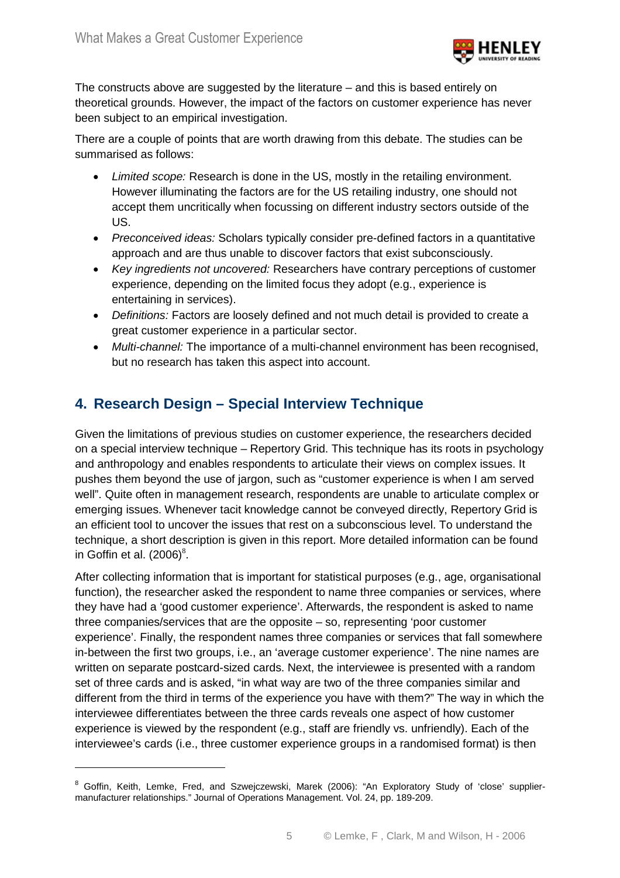The constructs above are suggested by the literature – and this is based entirely on theoretical grounds. However, the impact of the factors on customer experience has never been subject to an empirical investigation.

There are a couple of points that are worth drawing from this debate. The studies can be summarised as follows:

- *Limited scope:* Research is done in the US, mostly in the retailing environment. However illuminating the factors are for the US retailing industry, one should not accept them uncritically when focussing on different industry sectors outside of the US.
- *Preconceived ideas:* Scholars typically consider pre-defined factors in a quantitative approach and are thus unable to discover factors that exist subconsciously.
- *Key ingredients not uncovered:* Researchers have contrary perceptions of customer experience, depending on the limited focus they adopt (e.g., experience is entertaining in services).
- *Definitions:* Factors are loosely defined and not much detail is provided to create a great customer experience in a particular sector.
- *Multi-channel:* The importance of a multi-channel environment has been recognised, but no research has taken this aspect into account.

## 4. Research Design – Special Interview Technique

Given the limitations of previous studies on customer experience, the researchers decided on a special interview technique – Repertory Grid. This technique has its roots in psychology and anthropology and enables respondents to articulate their views on complex issues. It pushes them beyond the use of jargon, such as "customer experience is when I am served well". Quite often in management research, respondents are unable to articulate complex or emerging issues. Whenever tacit knowledge cannot be conveyed directly, Repertory Grid is an efficient tool to uncover the issues that rest on a subconscious level. To understand the technique, a short description is given in this report. More detailed information can be found in Goffin et al. (2006)[8].

After collecting information that is important for statistical purposes (e.g., age, organisational function), the researcher asked the respondent to name three companies or services, where they have had a 'good customer experience'. Afterwards, the respondent is asked to name three companies/services that are the opposite – so, representing 'poor customer experience'. Finally, the respondent names three companies or services that fall somewhere in-between the first two groups, i.e., an 'average customer experience'. The nine names are written on separate postcard-sized cards. Next, the interviewee is presented with a random set of three cards and is asked, "in what way are two of the three companies similar and different from the third in terms of the experience you have with them?" The way in which the interviewee differentiates between the three cards reveals one aspect of how customer experience is viewed by the respondent (e.g., staff are friendly vs. unfriendly). Each of the interviewee's cards (i.e., three customer experience groups in a randomised format) is then

[8] Goffin, Keith, Lemke, Fred, and Szwejczewski, Marek (2006): "An Exploratory Study of 'close' supplier-manufacturer relationships." Journal of Operations Management. Vol. 24, pp. 189-209.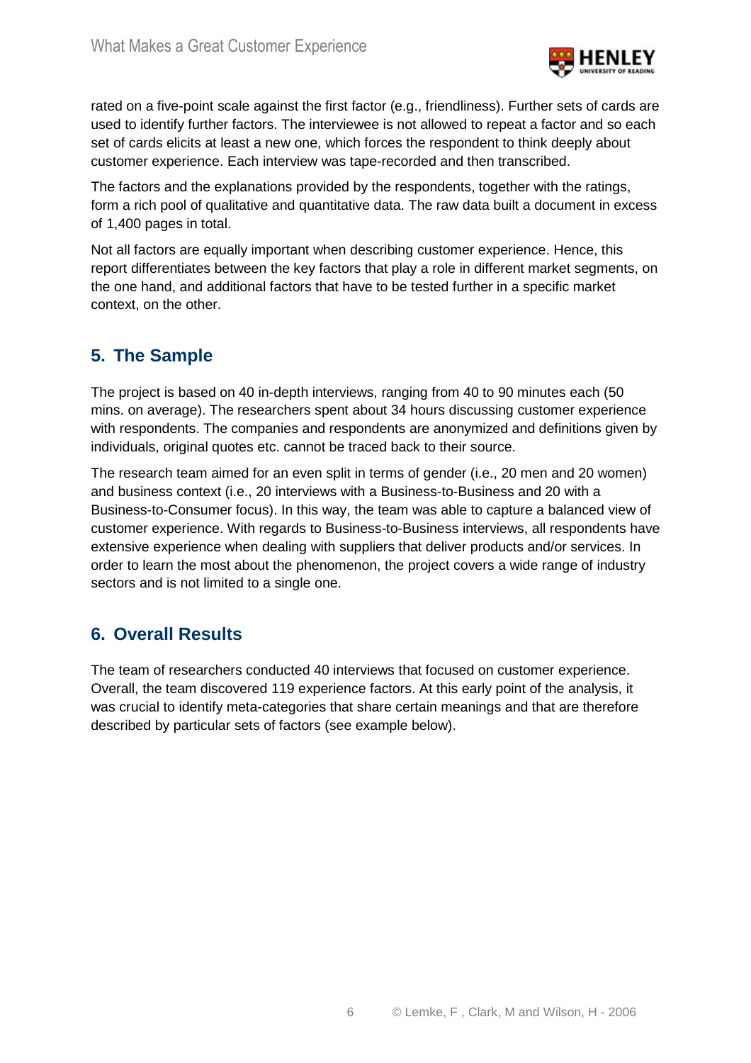rated on a five-point scale against the first factor (e.g., friendliness). Further sets of cards are used to identify further factors. The interviewee is not allowed to repeat a factor and so each set of cards elicits at least a new one, which forces the respondent to think deeply about customer experience. Each interview was tape-recorded and then transcribed.

The factors and the explanations provided by the respondents, together with the ratings, form a rich pool of qualitative and quantitative data. The raw data built a document in excess of 1,400 pages in total.

Not all factors are equally important when describing customer experience. Hence, this report differentiates between the key factors that play a role in different market segments, on the one hand, and additional factors that have to be tested further in a specific market context, on the other.

## 5. The Sample

The project is based on 40 in-depth interviews, ranging from 40 to 90 minutes each (50 mins. on average). The researchers spent about 34 hours discussing customer experience with respondents. The companies and respondents are anonymized and definitions given by individuals, original quotes etc. cannot be traced back to their source.

The research team aimed for an even split in terms of gender (i.e., 20 men and 20 women) and business context (i.e., 20 interviews with a Business-to-Business and 20 with a Business-to-Consumer focus). In this way, the team was able to capture a balanced view of customer experience. With regards to Business-to-Business interviews, all respondents have extensive experience when dealing with suppliers that deliver products and/or services. In order to learn the most about the phenomenon, the project covers a wide range of industry sectors and is not limited to a single one.

## 6. Overall Results

The team of researchers conducted 40 interviews that focused on customer experience. Overall, the team discovered 119 experience factors. At this early point of the analysis, it was crucial to identify meta-categories that share certain meanings and that are therefore described by particular sets of factors (see example below).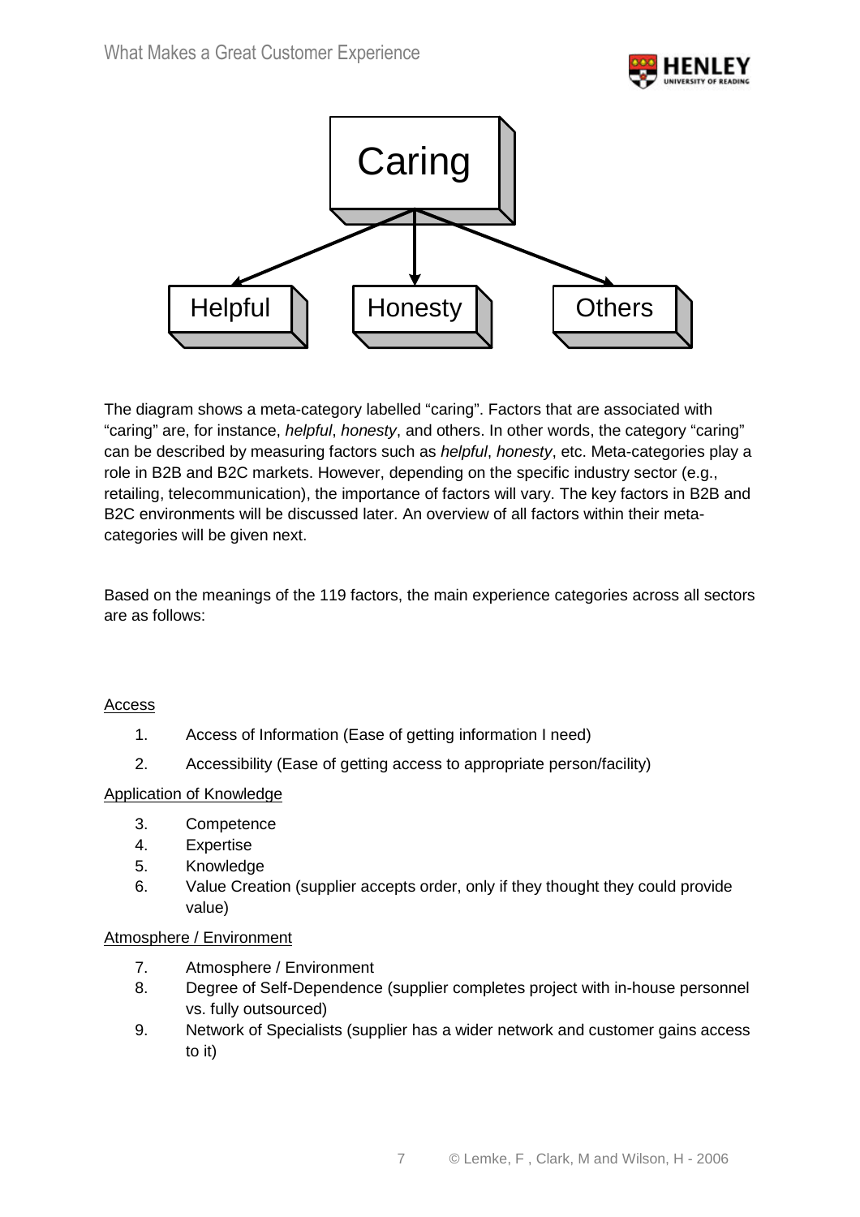Caring

Helpful | Honesty | Others

The diagram shows a meta-category labelled "caring". Factors that are associated with "caring" are, for instance, *helpful*, *honesty*, and others. In other words, the category "caring" can be described by measuring factors such as *helpful*, *honesty*, etc. Meta-categories play a role in B2B and B2C markets. However, depending on the specific industry sector (e.g., retailing, telecommunication), the importance of factors will vary. The key factors in B2B and B2C environments will be discussed later. An overview of all factors within their meta-categories will be given next.

Based on the meanings of the 119 factors, the main experience categories across all sectors are as follows:

<u>Access</u>

1. Access of Information (Ease of getting information I need)
2. Accessibility (Ease of getting access to appropriate person/facility)

<u>Application of Knowledge</u>

3. Competence
4. Expertise
5. Knowledge
6. Value Creation (supplier accepts order, only if they thought they could provide value)

<u>Atmosphere / Environment</u>

7. Atmosphere / Environment
8. Degree of Self-Dependence (supplier completes project with in-house personnel vs. fully outsourced)
9. Network of Specialists (supplier has a wider network and customer gains access to it)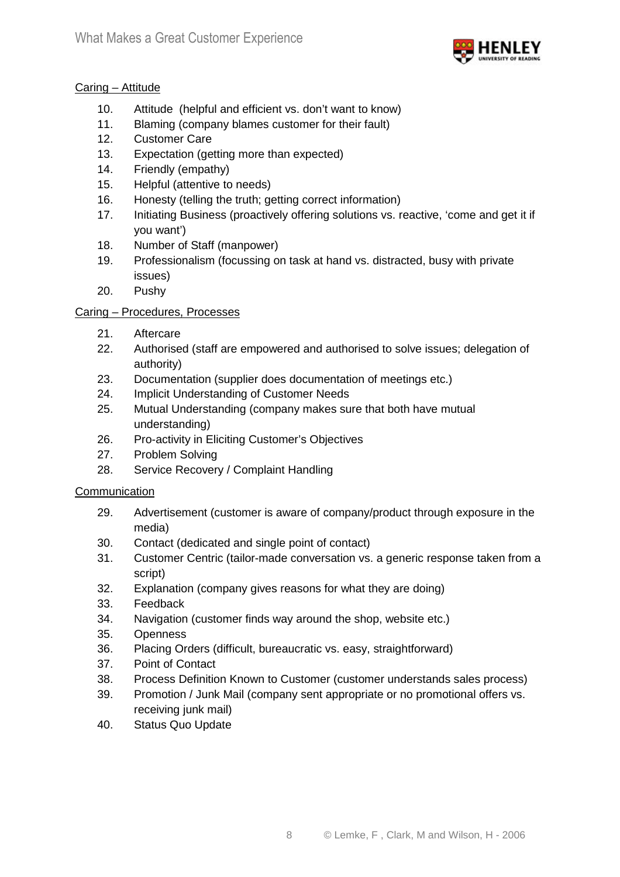<u>Caring – Attitude</u>

10. Attitude (helpful and efficient vs. don't want to know)
11. Blaming (company blames customer for their fault)
12. Customer Care
13. Expectation (getting more than expected)
14. Friendly (empathy)
15. Helpful (attentive to needs)
16. Honesty (telling the truth; getting correct information)
17. Initiating Business (proactively offering solutions vs. reactive, 'come and get it if you want')
18. Number of Staff (manpower)
19. Professionalism (focussing on task at hand vs. distracted, busy with private issues)
20. Pushy

<u>Caring – Procedures, Processes</u>

21. Aftercare
22. Authorised (staff are empowered and authorised to solve issues; delegation of authority)
23. Documentation (supplier does documentation of meetings etc.)
24. Implicit Understanding of Customer Needs
25. Mutual Understanding (company makes sure that both have mutual understanding)
26. Pro-activity in Eliciting Customer's Objectives
27. Problem Solving
28. Service Recovery / Complaint Handling

<u>Communication</u>

29. Advertisement (customer is aware of company/product through exposure in the media)
30. Contact (dedicated and single point of contact)
31. Customer Centric (tailor-made conversation vs. a generic response taken from a script)
32. Explanation (company gives reasons for what they are doing)
33. Feedback
34. Navigation (customer finds way around the shop, website etc.)
35. Openness
36. Placing Orders (difficult, bureaucratic vs. easy, straightforward)
37. Point of Contact
38. Process Definition Known to Customer (customer understands sales process)
39. Promotion / Junk Mail (company sent appropriate or no promotional offers vs. receiving junk mail)
40. Status Quo Update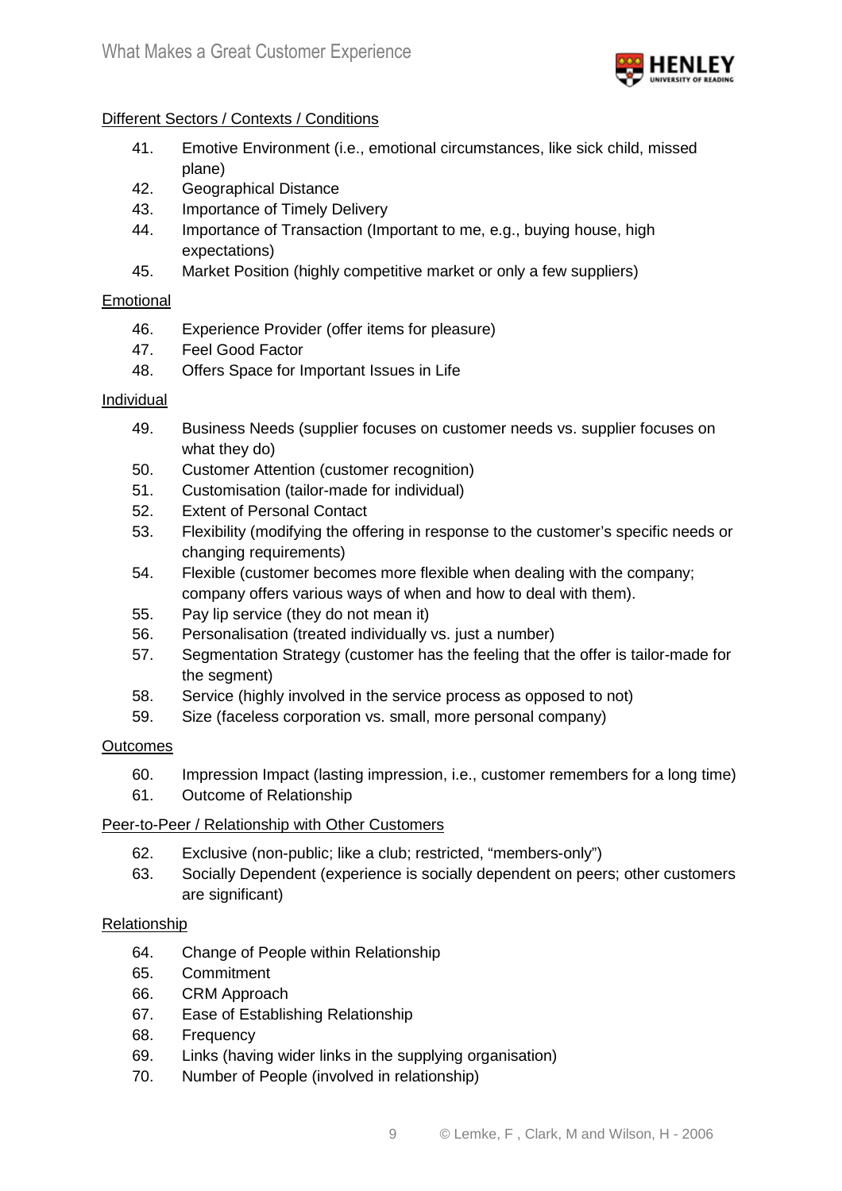Different Sectors / Contexts / Conditions

41. Emotive Environment (i.e., emotional circumstances, like sick child, missed plane)
42. Geographical Distance
43. Importance of Timely Delivery
44. Importance of Transaction (Important to me, e.g., buying house, high expectations)
45. Market Position (highly competitive market or only a few suppliers)

Emotional

46. Experience Provider (offer items for pleasure)
47. Feel Good Factor
48. Offers Space for Important Issues in Life

Individual

49. Business Needs (supplier focuses on customer needs vs. supplier focuses on what they do)
50. Customer Attention (customer recognition)
51. Customisation (tailor-made for individual)
52. Extent of Personal Contact
53. Flexibility (modifying the offering in response to the customer's specific needs or changing requirements)
54. Flexible (customer becomes more flexible when dealing with the company; company offers various ways of when and how to deal with them).
55. Pay lip service (they do not mean it)
56. Personalisation (treated individually vs. just a number)
57. Segmentation Strategy (customer has the feeling that the offer is tailor-made for the segment)
58. Service (highly involved in the service process as opposed to not)
59. Size (faceless corporation vs. small, more personal company)

Outcomes

60. Impression Impact (lasting impression, i.e., customer remembers for a long time)
61. Outcome of Relationship

Peer-to-Peer / Relationship with Other Customers

62. Exclusive (non-public; like a club; restricted, "members-only")
63. Socially Dependent (experience is socially dependent on peers; other customers are significant)

Relationship

64. Change of People within Relationship
65. Commitment
66. CRM Approach
67. Ease of Establishing Relationship
68. Frequency
69. Links (having wider links in the supplying organisation)
70. Number of People (involved in relationship)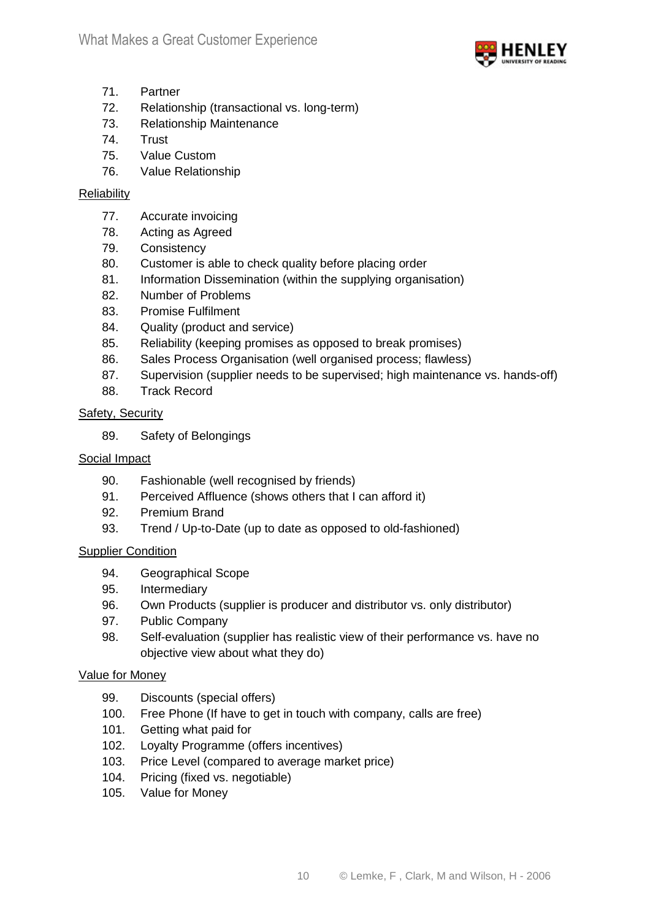71. Partner
72. Relationship (transactional vs. long-term)
73. Relationship Maintenance
74. Trust
75. Value Custom
76. Value Relationship

Reliability

77. Accurate invoicing
78. Acting as Agreed
79. Consistency
80. Customer is able to check quality before placing order
81. Information Dissemination (within the supplying organisation)
82. Number of Problems
83. Promise Fulfilment
84. Quality (product and service)
85. Reliability (keeping promises as opposed to break promises)
86. Sales Process Organisation (well organised process; flawless)
87. Supervision (supplier needs to be supervised; high maintenance vs. hands-off)
88. Track Record

Safety, Security

89. Safety of Belongings

Social Impact

90. Fashionable (well recognised by friends)
91. Perceived Affluence (shows others that I can afford it)
92. Premium Brand
93. Trend / Up-to-Date (up to date as opposed to old-fashioned)

Supplier Condition

94. Geographical Scope
95. Intermediary
96. Own Products (supplier is producer and distributor vs. only distributor)
97. Public Company
98. Self-evaluation (supplier has realistic view of their performance vs. have no objective view about what they do)

Value for Money

99. Discounts (special offers)
100. Free Phone (If have to get in touch with company, calls are free)
101. Getting what paid for
102. Loyalty Programme (offers incentives)
103. Price Level (compared to average market price)
104. Pricing (fixed vs. negotiable)
105. Value for Money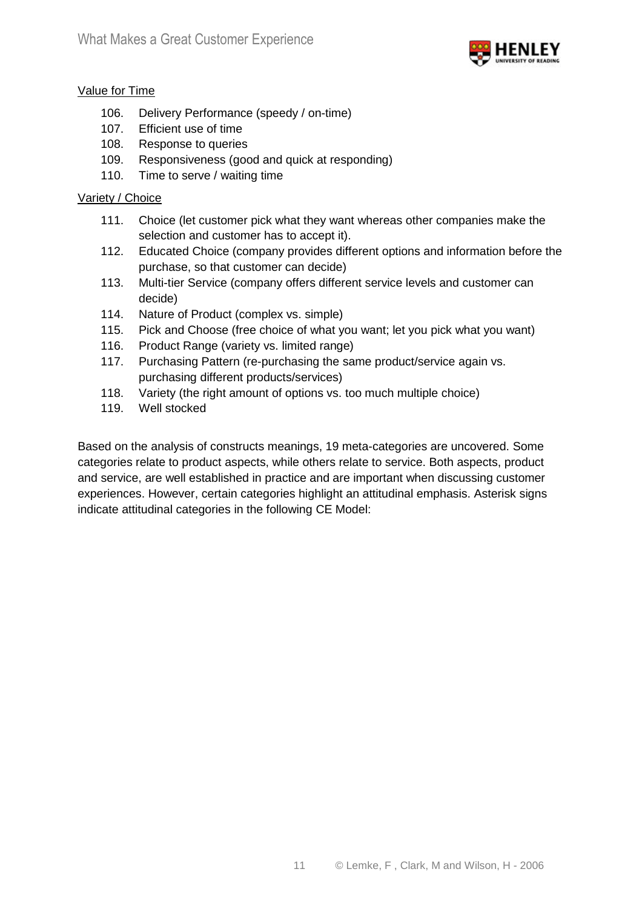<u>Value for Time</u>

106. Delivery Performance (speedy / on-time)
107. Efficient use of time
108. Response to queries
109. Responsiveness (good and quick at responding)
110. Time to serve / waiting time

<u>Variety / Choice</u>

111. Choice (let customer pick what they want whereas other companies make the selection and customer has to accept it).
112. Educated Choice (company provides different options and information before the purchase, so that customer can decide)
113. Multi-tier Service (company offers different service levels and customer can decide)
114. Nature of Product (complex vs. simple)
115. Pick and Choose (free choice of what you want; let you pick what you want)
116. Product Range (variety vs. limited range)
117. Purchasing Pattern (re-purchasing the same product/service again vs. purchasing different products/services)
118. Variety (the right amount of options vs. too much multiple choice)
119. Well stocked

Based on the analysis of constructs meanings, 19 meta-categories are uncovered. Some categories relate to product aspects, while others relate to service. Both aspects, product and service, are well established in practice and are important when discussing customer experiences. However, certain categories highlight an attitudinal emphasis. Asterisk signs indicate attitudinal categories in the following CE Model: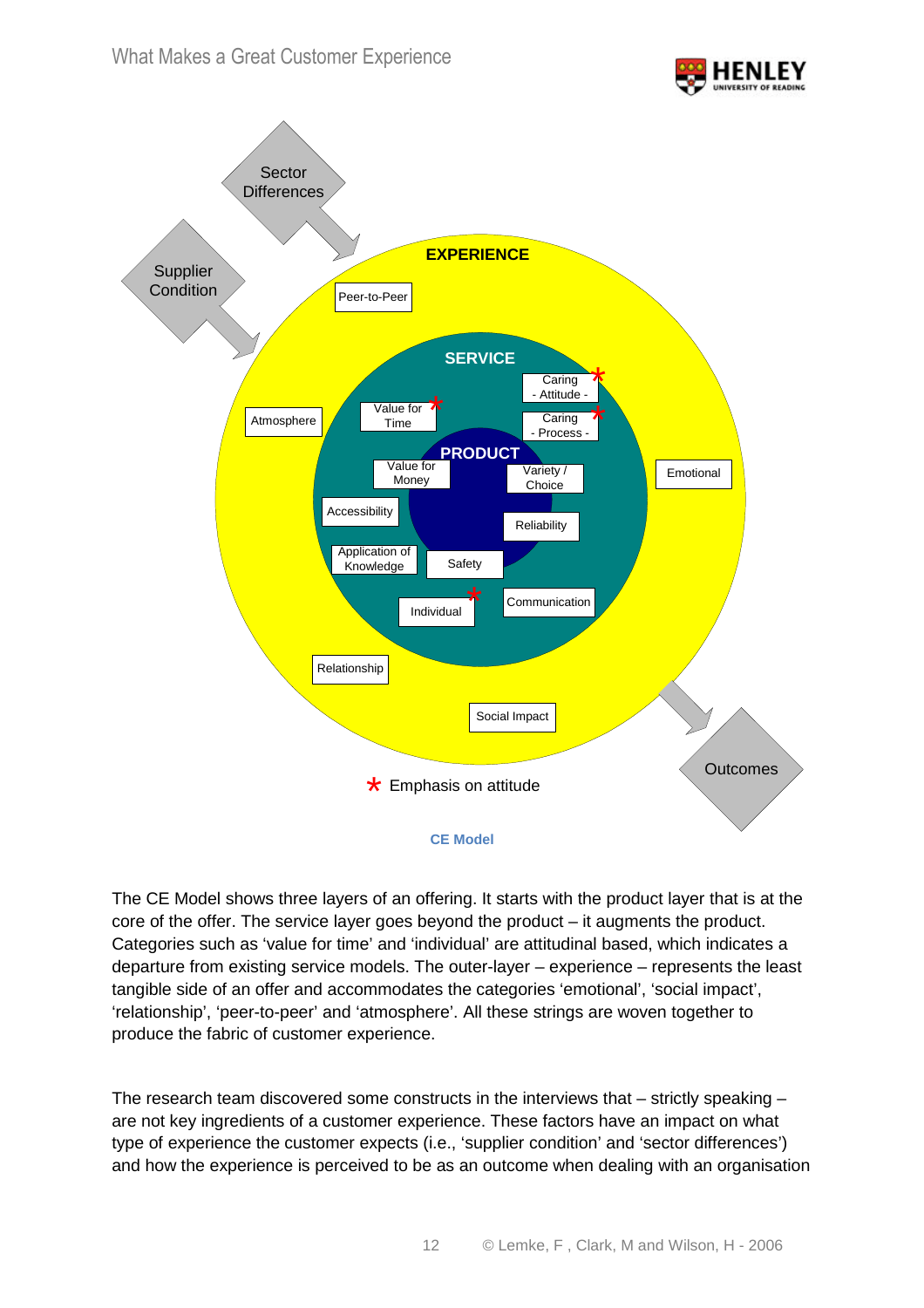**CE Model**

The CE Model shows three layers of an offering. It starts with the product layer that is at the core of the offer. The service layer goes beyond the product – it augments the product. Categories such as 'value for time' and 'individual' are attitudinal based, which indicates a departure from existing service models. The outer-layer – experience – represents the least tangible side of an offer and accommodates the categories 'emotional', 'social impact', 'relationship', 'peer-to-peer' and 'atmosphere'. All these strings are woven together to produce the fabric of customer experience.

The research team discovered some constructs in the interviews that – strictly speaking – are not key ingredients of a customer experience. These factors have an impact on what type of experience the customer expects (i.e., 'supplier condition' and 'sector differences') and how the experience is perceived to be as an outcome when dealing with an organisation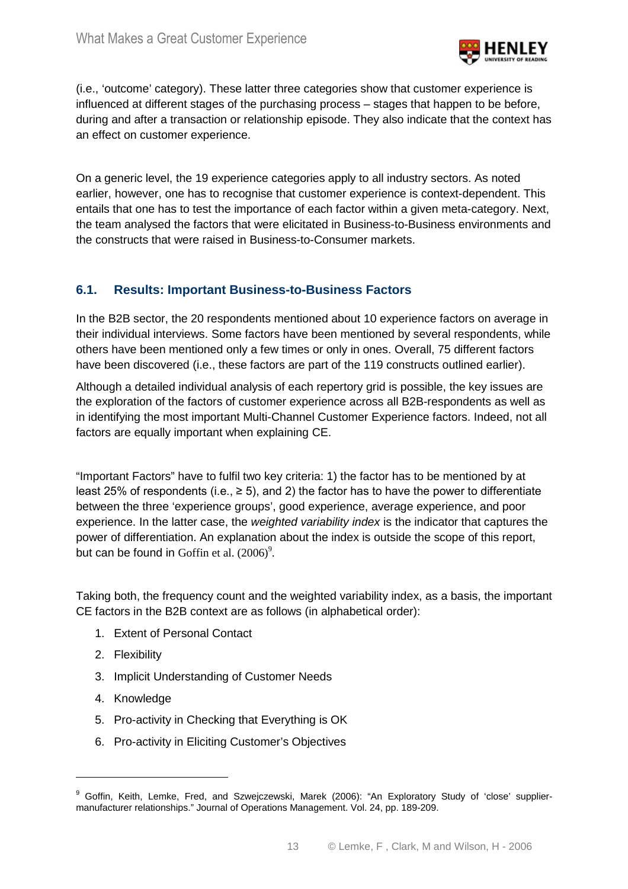(i.e., 'outcome' category). These latter three categories show that customer experience is influenced at different stages of the purchasing process – stages that happen to be before, during and after a transaction or relationship episode. They also indicate that the context has an effect on customer experience.

On a generic level, the 19 experience categories apply to all industry sectors. As noted earlier, however, one has to recognise that customer experience is context-dependent. This entails that one has to test the importance of each factor within a given meta-category. Next, the team analysed the factors that were elicitated in Business-to-Business environments and the constructs that were raised in Business-to-Consumer markets.

### 6.1. Results: Important Business-to-Business Factors

In the B2B sector, the 20 respondents mentioned about 10 experience factors on average in their individual interviews. Some factors have been mentioned by several respondents, while others have been mentioned only a few times or only in ones. Overall, 75 different factors have been discovered (i.e., these factors are part of the 119 constructs outlined earlier).

Although a detailed individual analysis of each repertory grid is possible, the key issues are the exploration of the factors of customer experience across all B2B-respondents as well as in identifying the most important Multi-Channel Customer Experience factors. Indeed, not all factors are equally important when explaining CE.

"Important Factors" have to fulfil two key criteria: 1) the factor has to be mentioned by at least 25% of respondents (i.e., ≥ 5), and 2) the factor has to have the power to differentiate between the three 'experience groups', good experience, average experience, and poor experience. In the latter case, the *weighted variability index* is the indicator that captures the power of differentiation. An explanation about the index is outside the scope of this report, but can be found in Goffin et al. (2006)[9].

Taking both, the frequency count and the weighted variability index, as a basis, the important CE factors in the B2B context are as follows (in alphabetical order):

1. Extent of Personal Contact
2. Flexibility
3. Implicit Understanding of Customer Needs
4. Knowledge
5. Pro-activity in Checking that Everything is OK
6. Pro-activity in Eliciting Customer's Objectives

---

[9] Goffin, Keith, Lemke, Fred, and Szwejczewski, Marek (2006): "An Exploratory Study of 'close' supplier-manufacturer relationships." Journal of Operations Management. Vol. 24, pp. 189-209.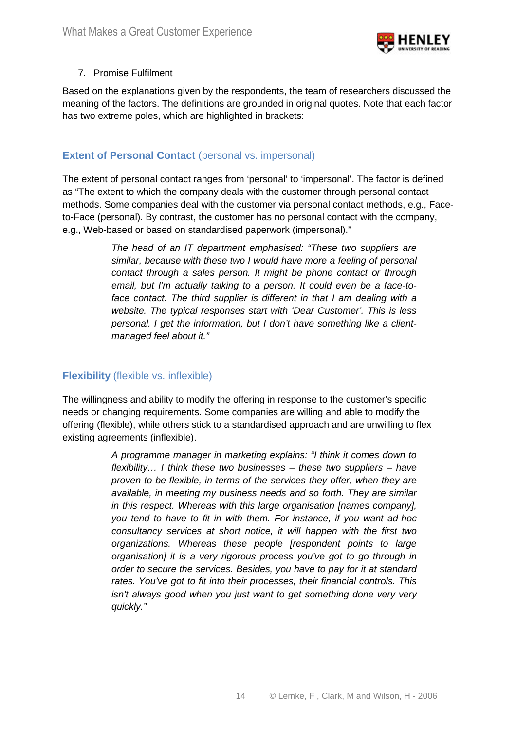7. Promise Fulfilment

Based on the explanations given by the respondents, the team of researchers discussed the meaning of the factors. The definitions are grounded in original quotes. Note that each factor has two extreme poles, which are highlighted in brackets:

### **Extent of Personal Contact** (personal vs. impersonal)

The extent of personal contact ranges from 'personal' to 'impersonal'. The factor is defined as "The extent to which the company deals with the customer through personal contact methods. Some companies deal with the customer via personal contact methods, e.g., Face-to-Face (personal). By contrast, the customer has no personal contact with the company, e.g., Web-based or based on standardised paperwork (impersonal)."

> *The head of an IT department emphasised: "These two suppliers are similar, because with these two I would have more a feeling of personal contact through a sales person. It might be phone contact or through email, but I'm actually talking to a person. It could even be a face-to-face contact. The third supplier is different in that I am dealing with a website. The typical responses start with 'Dear Customer'. This is less personal. I get the information, but I don't have something like a client-managed feel about it."*

### **Flexibility** (flexible vs. inflexible)

The willingness and ability to modify the offering in response to the customer's specific needs or changing requirements. Some companies are willing and able to modify the offering (flexible), while others stick to a standardised approach and are unwilling to flex existing agreements (inflexible).

> *A programme manager in marketing explains: "I think it comes down to flexibility… I think these two businesses – these two suppliers – have proven to be flexible, in terms of the services they offer, when they are available, in meeting my business needs and so forth. They are similar in this respect. Whereas with this large organisation [names company], you tend to have to fit in with them. For instance, if you want ad-hoc consultancy services at short notice, it will happen with the first two organizations. Whereas these people [respondent points to large organisation] it is a very rigorous process you've got to go through in order to secure the services. Besides, you have to pay for it at standard rates. You've got to fit into their processes, their financial controls. This isn't always good when you just want to get something done very very quickly."*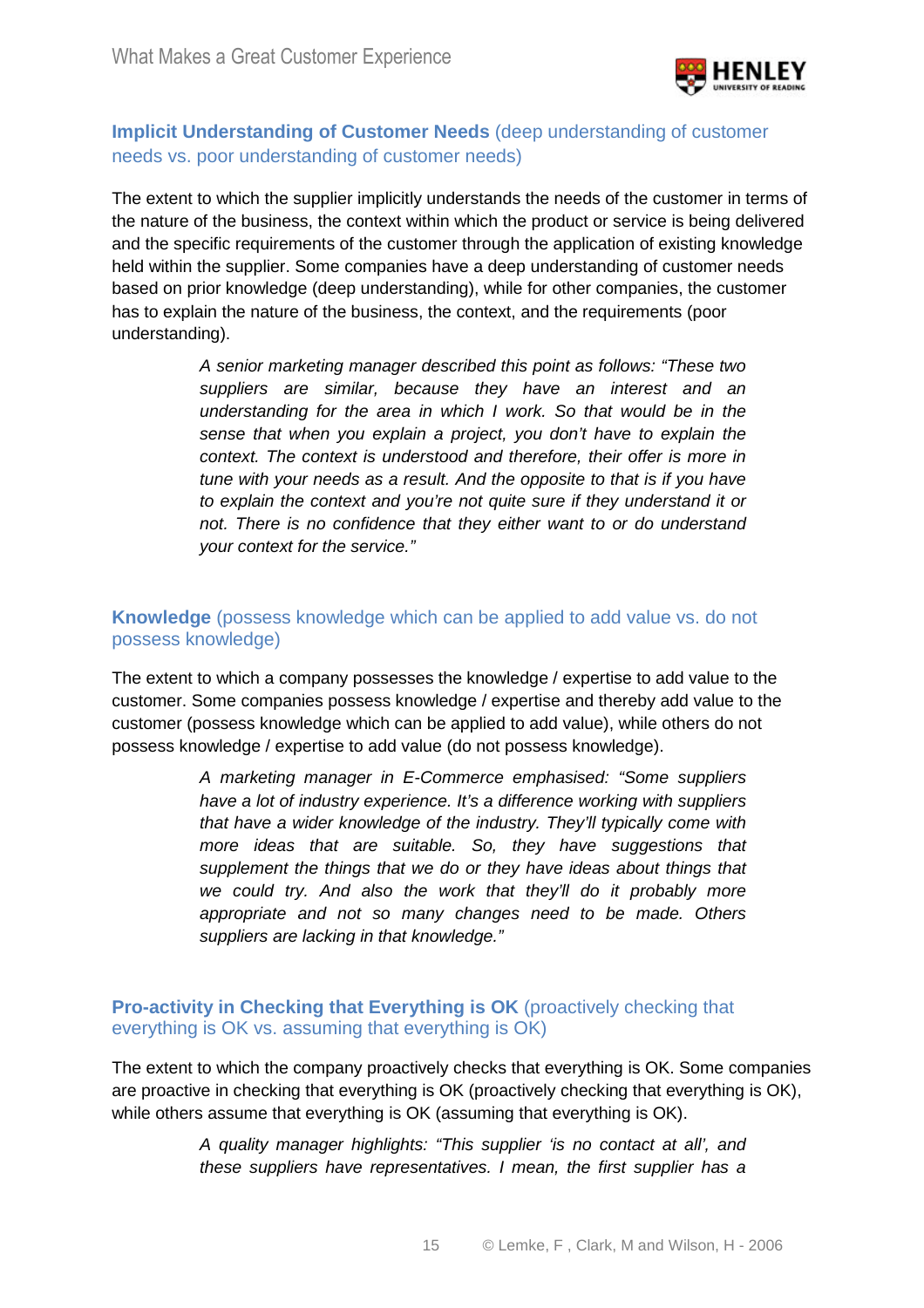### **Implicit Understanding of Customer Needs** (deep understanding of customer needs vs. poor understanding of customer needs)

The extent to which the supplier implicitly understands the needs of the customer in terms of the nature of the business, the context within which the product or service is being delivered and the specific requirements of the customer through the application of existing knowledge held within the supplier. Some companies have a deep understanding of customer needs based on prior knowledge (deep understanding), while for other companies, the customer has to explain the nature of the business, the context, and the requirements (poor understanding).

> *A senior marketing manager described this point as follows: "These two suppliers are similar, because they have an interest and an understanding for the area in which I work. So that would be in the sense that when you explain a project, you don't have to explain the context. The context is understood and therefore, their offer is more in tune with your needs as a result. And the opposite to that is if you have to explain the context and you're not quite sure if they understand it or not. There is no confidence that they either want to or do understand your context for the service."*

### **Knowledge** (possess knowledge which can be applied to add value vs. do not possess knowledge)

The extent to which a company possesses the knowledge / expertise to add value to the customer. Some companies possess knowledge / expertise and thereby add value to the customer (possess knowledge which can be applied to add value), while others do not possess knowledge / expertise to add value (do not possess knowledge).

> *A marketing manager in E-Commerce emphasised: "Some suppliers have a lot of industry experience. It's a difference working with suppliers that have a wider knowledge of the industry. They'll typically come with more ideas that are suitable. So, they have suggestions that supplement the things that we do or they have ideas about things that we could try. And also the work that they'll do it probably more appropriate and not so many changes need to be made. Others suppliers are lacking in that knowledge."*

### **Pro-activity in Checking that Everything is OK** (proactively checking that everything is OK vs. assuming that everything is OK)

The extent to which the company proactively checks that everything is OK. Some companies are proactive in checking that everything is OK (proactively checking that everything is OK), while others assume that everything is OK (assuming that everything is OK).

> *A quality manager highlights: "This supplier 'is no contact at all', and these suppliers have representatives. I mean, the first supplier has a*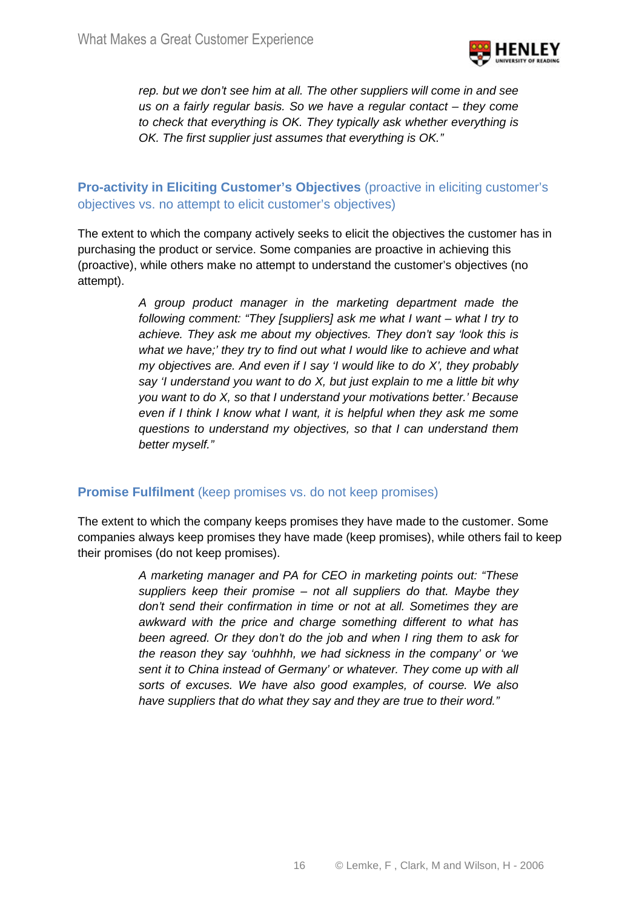*rep. but we don't see him at all. The other suppliers will come in and see us on a fairly regular basis. So we have a regular contact – they come to check that everything is OK. They typically ask whether everything is OK. The first supplier just assumes that everything is OK."*

### **Pro-activity in Eliciting Customer's Objectives** (proactive in eliciting customer's objectives vs. no attempt to elicit customer's objectives)

The extent to which the company actively seeks to elicit the objectives the customer has in purchasing the product or service. Some companies are proactive in achieving this (proactive), while others make no attempt to understand the customer's objectives (no attempt).

> *A group product manager in the marketing department made the following comment: "They [suppliers] ask me what I want – what I try to achieve. They ask me about my objectives. They don't say 'look this is what we have;' they try to find out what I would like to achieve and what my objectives are. And even if I say 'I would like to do X', they probably say 'I understand you want to do X, but just explain to me a little bit why you want to do X, so that I understand your motivations better.' Because even if I think I know what I want, it is helpful when they ask me some questions to understand my objectives, so that I can understand them better myself."*

### **Promise Fulfilment** (keep promises vs. do not keep promises)

The extent to which the company keeps promises they have made to the customer. Some companies always keep promises they have made (keep promises), while others fail to keep their promises (do not keep promises).

> *A marketing manager and PA for CEO in marketing points out: "These suppliers keep their promise – not all suppliers do that. Maybe they don't send their confirmation in time or not at all. Sometimes they are awkward with the price and charge something different to what has been agreed. Or they don't do the job and when I ring them to ask for the reason they say 'ouhhhh, we had sickness in the company' or 'we sent it to China instead of Germany' or whatever. They come up with all sorts of excuses. We have also good examples, of course. We also have suppliers that do what they say and they are true to their word."*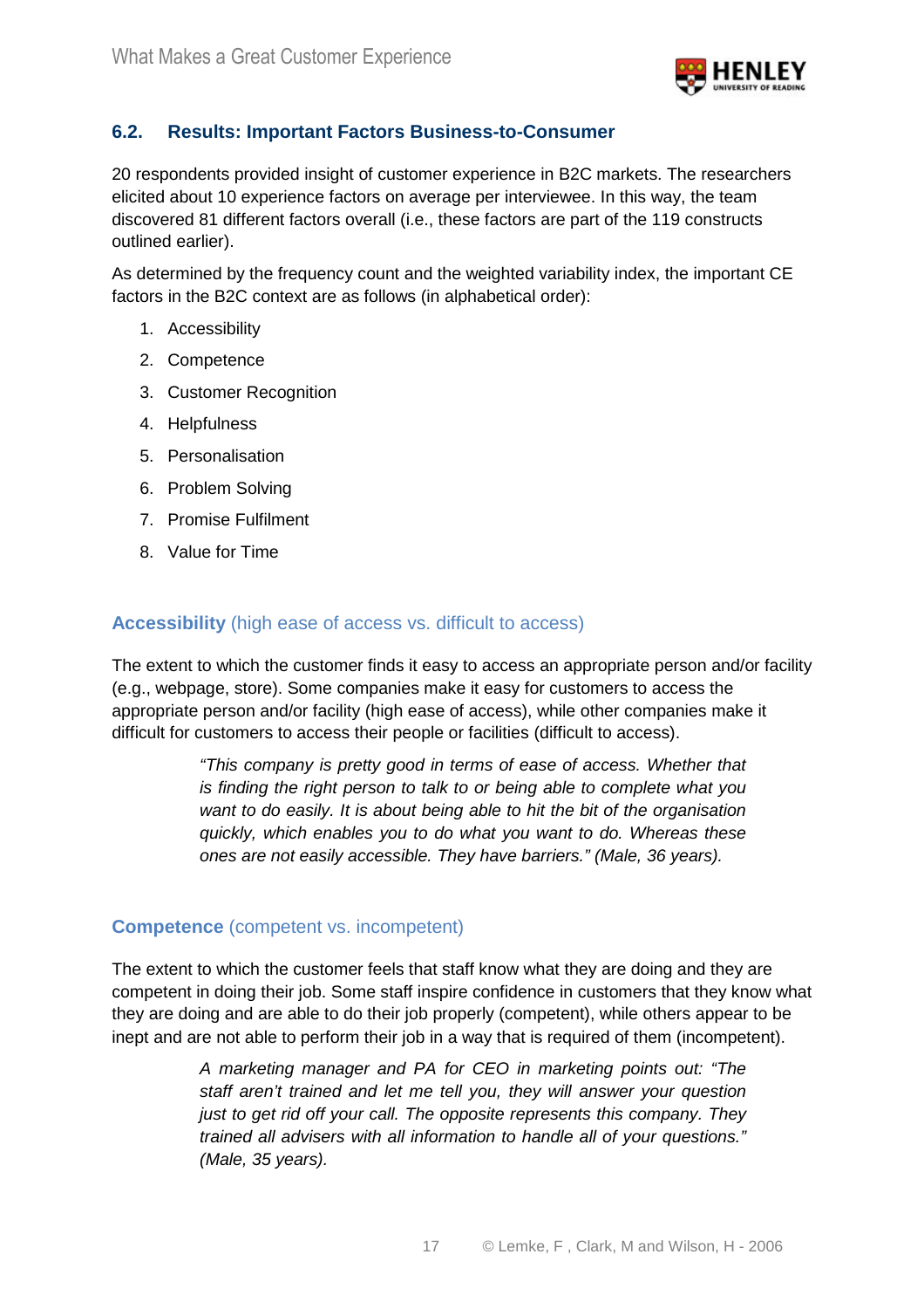## 6.2. Results: Important Factors Business-to-Consumer

20 respondents provided insight of customer experience in B2C markets. The researchers elicited about 10 experience factors on average per interviewee. In this way, the team discovered 81 different factors overall (i.e., these factors are part of the 119 constructs outlined earlier).

As determined by the frequency count and the weighted variability index, the important CE factors in the B2C context are as follows (in alphabetical order):

1. Accessibility
2. Competence
3. Customer Recognition
4. Helpfulness
5. Personalisation
6. Problem Solving
7. Promise Fulfilment
8. Value for Time

### **Accessibility** (high ease of access vs. difficult to access)

The extent to which the customer finds it easy to access an appropriate person and/or facility (e.g., webpage, store). Some companies make it easy for customers to access the appropriate person and/or facility (high ease of access), while other companies make it difficult for customers to access their people or facilities (difficult to access).

> *"This company is pretty good in terms of ease of access. Whether that is finding the right person to talk to or being able to complete what you want to do easily. It is about being able to hit the bit of the organisation quickly, which enables you to do what you want to do. Whereas these ones are not easily accessible. They have barriers." (Male, 36 years).*

### **Competence** (competent vs. incompetent)

The extent to which the customer feels that staff know what they are doing and they are competent in doing their job. Some staff inspire confidence in customers that they know what they are doing and are able to do their job properly (competent), while others appear to be inept and are not able to perform their job in a way that is required of them (incompetent).

> *A marketing manager and PA for CEO in marketing points out: "The staff aren't trained and let me tell you, they will answer your question just to get rid off your call. The opposite represents this company. They trained all advisers with all information to handle all of your questions." (Male, 35 years).*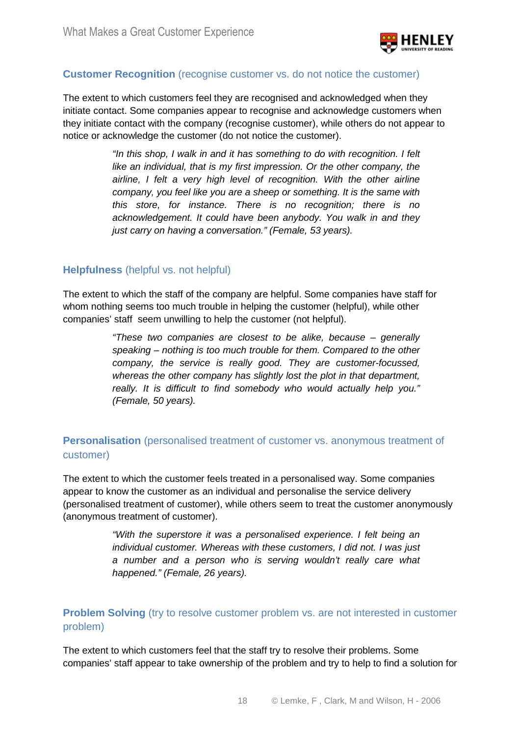### **Customer Recognition** (recognise customer vs. do not notice the customer)

The extent to which customers feel they are recognised and acknowledged when they initiate contact. Some companies appear to recognise and acknowledge customers when they initiate contact with the company (recognise customer), while others do not appear to notice or acknowledge the customer (do not notice the customer).

> *"In this shop, I walk in and it has something to do with recognition. I felt like an individual, that is my first impression. Or the other company, the airline, I felt a very high level of recognition. With the other airline company, you feel like you are a sheep or something. It is the same with this store, for instance. There is no recognition; there is no acknowledgement. It could have been anybody. You walk in and they just carry on having a conversation." (Female, 53 years).*

### **Helpfulness** (helpful vs. not helpful)

The extent to which the staff of the company are helpful. Some companies have staff for whom nothing seems too much trouble in helping the customer (helpful), while other companies' staff seem unwilling to help the customer (not helpful).

> *"These two companies are closest to be alike, because – generally speaking – nothing is too much trouble for them. Compared to the other company, the service is really good. They are customer-focussed, whereas the other company has slightly lost the plot in that department, really. It is difficult to find somebody who would actually help you." (Female, 50 years).*

### **Personalisation** (personalised treatment of customer vs. anonymous treatment of customer)

The extent to which the customer feels treated in a personalised way. Some companies appear to know the customer as an individual and personalise the service delivery (personalised treatment of customer), while others seem to treat the customer anonymously (anonymous treatment of customer).

> *"With the superstore it was a personalised experience. I felt being an individual customer. Whereas with these customers, I did not. I was just a number and a person who is serving wouldn't really care what happened." (Female, 26 years).*

### **Problem Solving** (try to resolve customer problem vs. are not interested in customer problem)

The extent to which customers feel that the staff try to resolve their problems. Some companies' staff appear to take ownership of the problem and try to help to find a solution for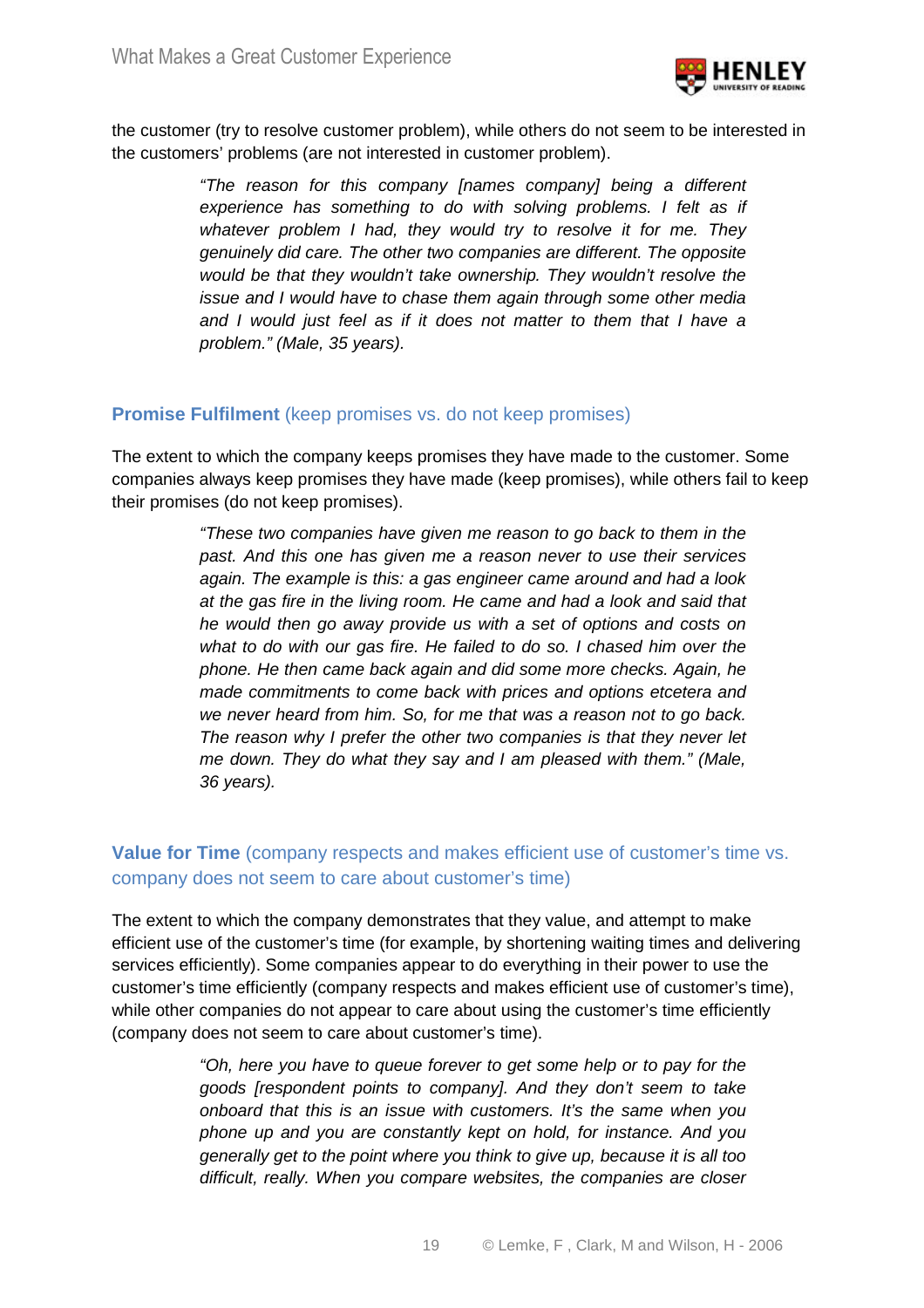the customer (try to resolve customer problem), while others do not seem to be interested in the customers' problems (are not interested in customer problem).

> *"The reason for this company [names company] being a different experience has something to do with solving problems. I felt as if whatever problem I had, they would try to resolve it for me. They genuinely did care. The other two companies are different. The opposite would be that they wouldn't take ownership. They wouldn't resolve the issue and I would have to chase them again through some other media and I would just feel as if it does not matter to them that I have a problem." (Male, 35 years).*

### **Promise Fulfilment** (keep promises vs. do not keep promises)

The extent to which the company keeps promises they have made to the customer. Some companies always keep promises they have made (keep promises), while others fail to keep their promises (do not keep promises).

> *"These two companies have given me reason to go back to them in the past. And this one has given me a reason never to use their services again. The example is this: a gas engineer came around and had a look at the gas fire in the living room. He came and had a look and said that he would then go away provide us with a set of options and costs on what to do with our gas fire. He failed to do so. I chased him over the phone. He then came back again and did some more checks. Again, he made commitments to come back with prices and options etcetera and we never heard from him. So, for me that was a reason not to go back. The reason why I prefer the other two companies is that they never let me down. They do what they say and I am pleased with them." (Male, 36 years).*

### **Value for Time** (company respects and makes efficient use of customer's time vs. company does not seem to care about customer's time)

The extent to which the company demonstrates that they value, and attempt to make efficient use of the customer's time (for example, by shortening waiting times and delivering services efficiently). Some companies appear to do everything in their power to use the customer's time efficiently (company respects and makes efficient use of customer's time), while other companies do not appear to care about using the customer's time efficiently (company does not seem to care about customer's time).

> *"Oh, here you have to queue forever to get some help or to pay for the goods [respondent points to company]. And they don't seem to take onboard that this is an issue with customers. It's the same when you phone up and you are constantly kept on hold, for instance. And you generally get to the point where you think to give up, because it is all too difficult, really. When you compare websites, the companies are closer*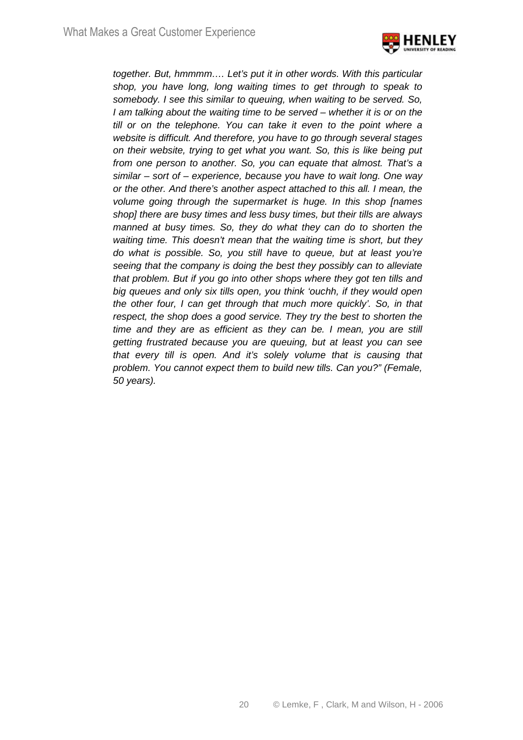*together. But, hmmmm…. Let's put it in other words. With this particular shop, you have long, long waiting times to get through to speak to somebody. I see this similar to queuing, when waiting to be served. So, I am talking about the waiting time to be served – whether it is or on the till or on the telephone. You can take it even to the point where a website is difficult. And therefore, you have to go through several stages on their website, trying to get what you want. So, this is like being put from one person to another. So, you can equate that almost. That's a similar – sort of – experience, because you have to wait long. One way or the other. And there's another aspect attached to this all. I mean, the volume going through the supermarket is huge. In this shop [names shop] there are busy times and less busy times, but their tills are always manned at busy times. So, they do what they can do to shorten the waiting time. This doesn't mean that the waiting time is short, but they do what is possible. So, you still have to queue, but at least you're seeing that the company is doing the best they possibly can to alleviate that problem. But if you go into other shops where they got ten tills and big queues and only six tills open, you think 'ouchh, if they would open the other four, I can get through that much more quickly'. So, in that respect, the shop does a good service. They try the best to shorten the time and they are as efficient as they can be. I mean, you are still getting frustrated because you are queuing, but at least you can see that every till is open. And it's solely volume that is causing that problem. You cannot expect them to build new tills. Can you?" (Female, 50 years).*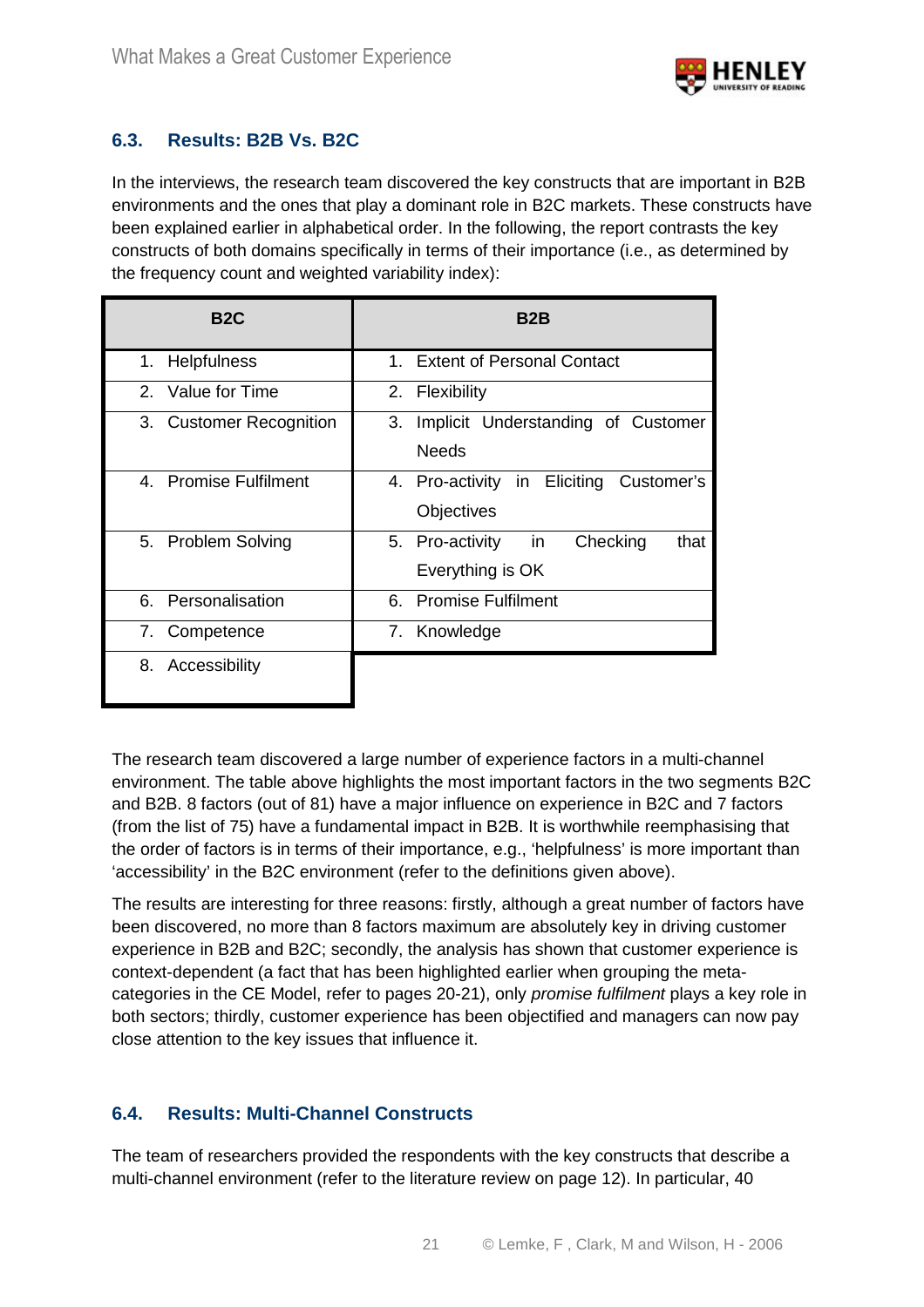## 6.3. Results: B2B Vs. B2C

In the interviews, the research team discovered the key constructs that are important in B2B environments and the ones that play a dominant role in B2C markets. These constructs have been explained earlier in alphabetical order. In the following, the report contrasts the key constructs of both domains specifically in terms of their importance (i.e., as determined by the frequency count and weighted variability index):

| B2C | B2B |
|---|---|
| 1. Helpfulness | 1. Extent of Personal Contact |
| 2. Value for Time | 2. Flexibility |
| 3. Customer Recognition | 3. Implicit Understanding of Customer Needs |
| 4. Promise Fulfilment | 4. Pro-activity in Eliciting Customer's Objectives |
| 5. Problem Solving | 5. Pro-activity in Checking that Everything is OK |
| 6. Personalisation | 6. Promise Fulfilment |
| 7. Competence | 7. Knowledge |
| 8. Accessibility | |

The research team discovered a large number of experience factors in a multi-channel environment. The table above highlights the most important factors in the two segments B2C and B2B. 8 factors (out of 81) have a major influence on experience in B2C and 7 factors (from the list of 75) have a fundamental impact in B2B. It is worthwhile reemphasising that the order of factors is in terms of their importance, e.g., 'helpfulness' is more important than 'accessibility' in the B2C environment (refer to the definitions given above).

The results are interesting for three reasons: firstly, although a great number of factors have been discovered, no more than 8 factors maximum are absolutely key in driving customer experience in B2B and B2C; secondly, the analysis has shown that customer experience is context-dependent (a fact that has been highlighted earlier when grouping the meta-categories in the CE Model, refer to pages 20-21), only *promise fulfilment* plays a key role in both sectors; thirdly, customer experience has been objectified and managers can now pay close attention to the key issues that influence it.

## 6.4. Results: Multi-Channel Constructs

The team of researchers provided the respondents with the key constructs that describe a multi-channel environment (refer to the literature review on page 12). In particular, 40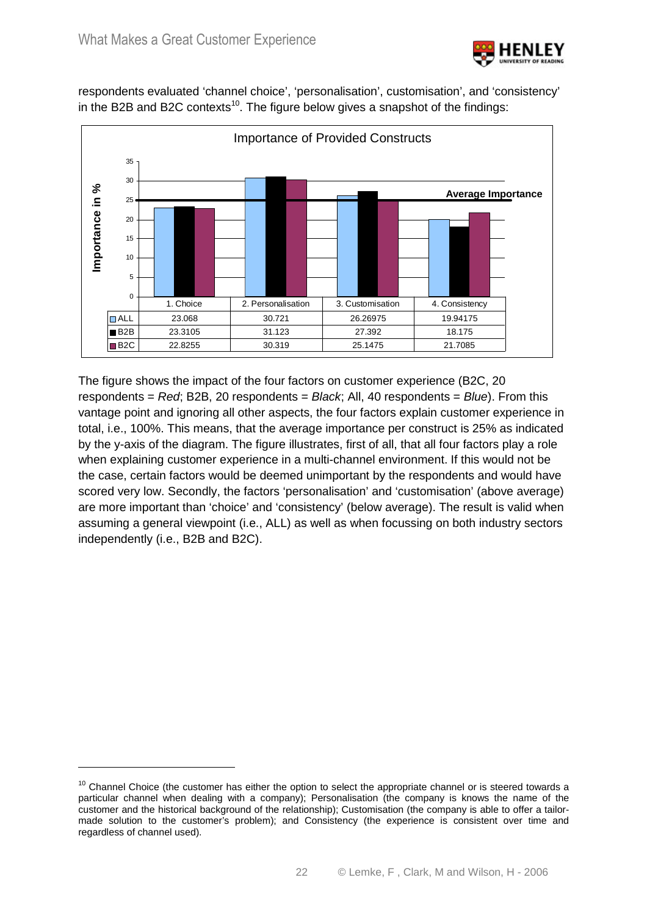respondents evaluated 'channel choice', 'personalisation', customisation', and 'consistency' in the B2B and B2C contexts[10]. The figure below gives a snapshot of the findings:

**Importance of Provided Constructs**

| | 1. Choice | 2. Personalisation | 3. Customisation | 4. Consistency |
|---|---|---|---|---|
| ALL | 23.068 | 30.721 | 26.26975 | 19.94175 |
| B2B | 23.3105 | 31.123 | 27.392 | 18.175 |
| B2C | 22.8255 | 30.319 | 25.1475 | 21.7085 |

The figure shows the impact of the four factors on customer experience (B2C, 20 respondents = *Red*; B2B, 20 respondents = *Black*; All, 40 respondents = *Blue*). From this vantage point and ignoring all other aspects, the four factors explain customer experience in total, i.e., 100%. This means, that the average importance per construct is 25% as indicated by the y-axis of the diagram. The figure illustrates, first of all, that all four factors play a role when explaining customer experience in a multi-channel environment. If this would not be the case, certain factors would be deemed unimportant by the respondents and would have scored very low. Secondly, the factors 'personalisation' and 'customisation' (above average) are more important than 'choice' and 'consistency' (below average). The result is valid when assuming a general viewpoint (i.e., ALL) as well as when focussing on both industry sectors independently (i.e., B2B and B2C).

---

[10] Channel Choice (the customer has either the option to select the appropriate channel or is steered towards a particular channel when dealing with a company); Personalisation (the company is knows the name of the customer and the historical background of the relationship); Customisation (the company is able to offer a tailor-made solution to the customer's problem); and Consistency (the experience is consistent over time and regardless of channel used).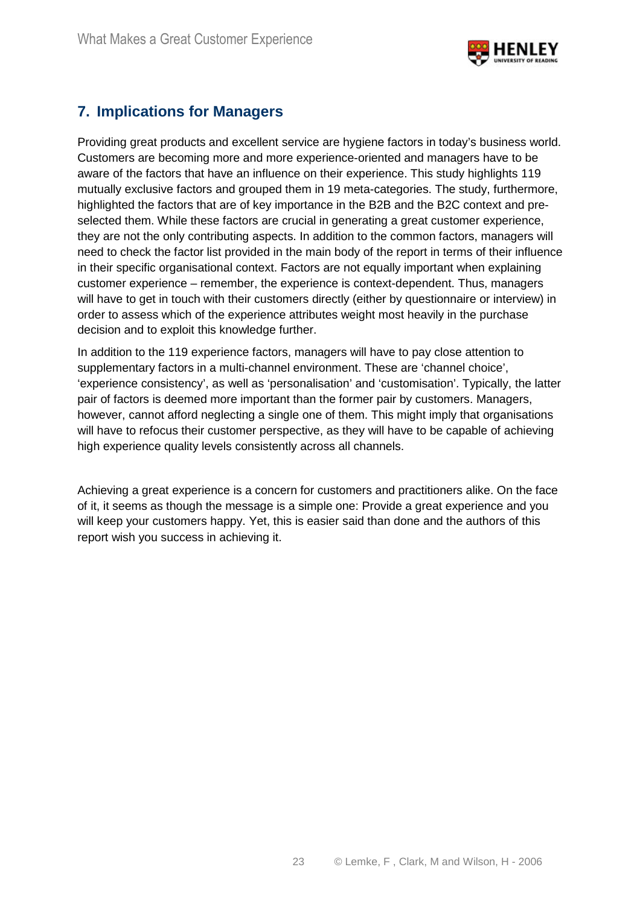## 7. Implications for Managers

Providing great products and excellent service are hygiene factors in today's business world. Customers are becoming more and more experience-oriented and managers have to be aware of the factors that have an influence on their experience. This study highlights 119 mutually exclusive factors and grouped them in 19 meta-categories. The study, furthermore, highlighted the factors that are of key importance in the B2B and the B2C context and pre-selected them. While these factors are crucial in generating a great customer experience, they are not the only contributing aspects. In addition to the common factors, managers will need to check the factor list provided in the main body of the report in terms of their influence in their specific organisational context. Factors are not equally important when explaining customer experience – remember, the experience is context-dependent. Thus, managers will have to get in touch with their customers directly (either by questionnaire or interview) in order to assess which of the experience attributes weight most heavily in the purchase decision and to exploit this knowledge further.

In addition to the 119 experience factors, managers will have to pay close attention to supplementary factors in a multi-channel environment. These are 'channel choice', 'experience consistency', as well as 'personalisation' and 'customisation'. Typically, the latter pair of factors is deemed more important than the former pair by customers. Managers, however, cannot afford neglecting a single one of them. This might imply that organisations will have to refocus their customer perspective, as they will have to be capable of achieving high experience quality levels consistently across all channels.

Achieving a great experience is a concern for customers and practitioners alike. On the face of it, it seems as though the message is a simple one: Provide a great experience and you will keep your customers happy. Yet, this is easier said than done and the authors of this report wish you success in achieving it.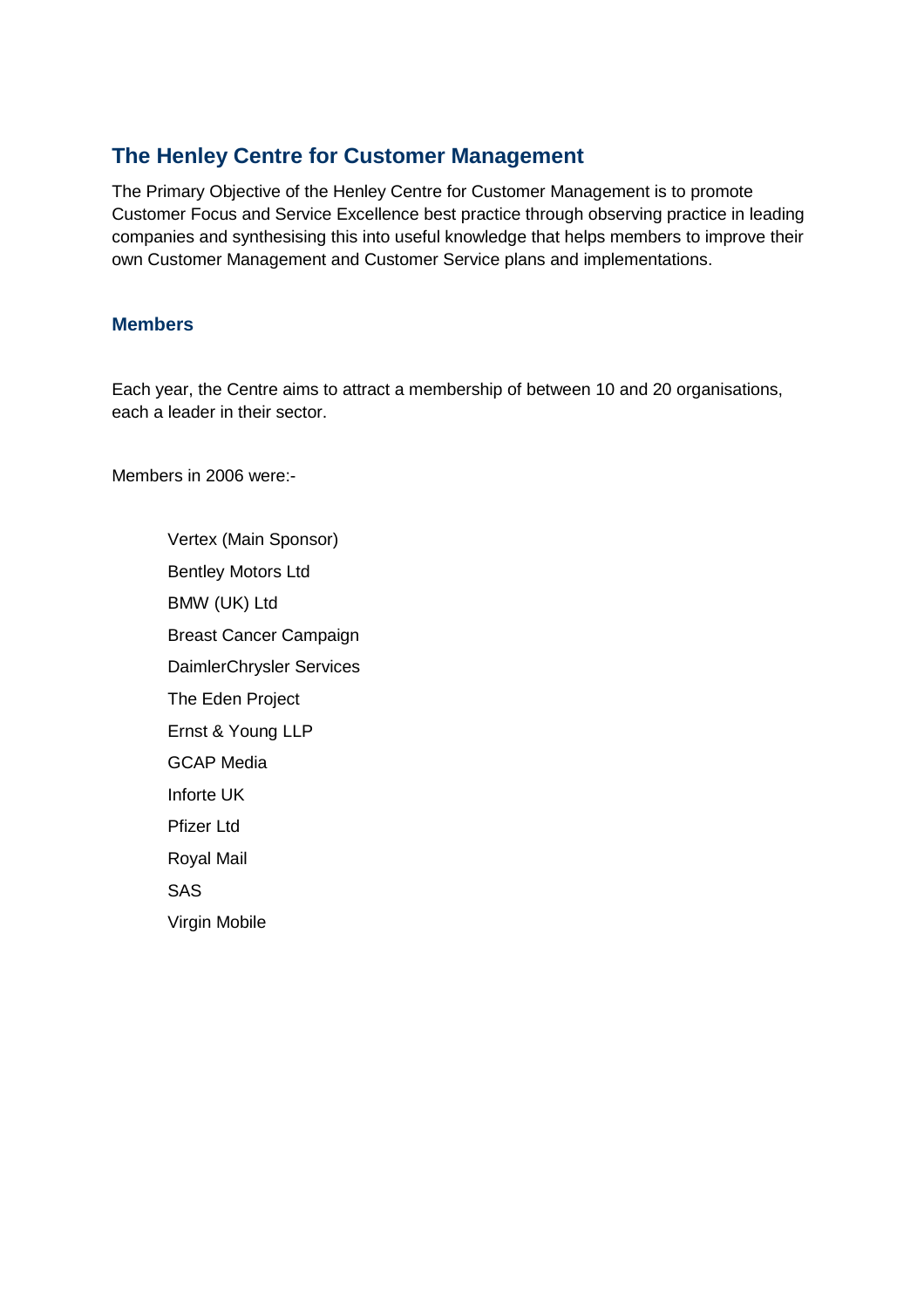## The Henley Centre for Customer Management

The Primary Objective of the Henley Centre for Customer Management is to promote Customer Focus and Service Excellence best practice through observing practice in leading companies and synthesising this into useful knowledge that helps members to improve their own Customer Management and Customer Service plans and implementations.

### Members

Each year, the Centre aims to attract a membership of between 10 and 20 organisations, each a leader in their sector.

Members in 2006 were:-

- Vertex (Main Sponsor)
- Bentley Motors Ltd
- BMW (UK) Ltd
- Breast Cancer Campaign
- DaimlerChrysler Services
- The Eden Project
- Ernst & Young LLP
- GCAP Media
- Inforte UK
- Pfizer Ltd
- Royal Mail
- SAS
- Virgin Mobile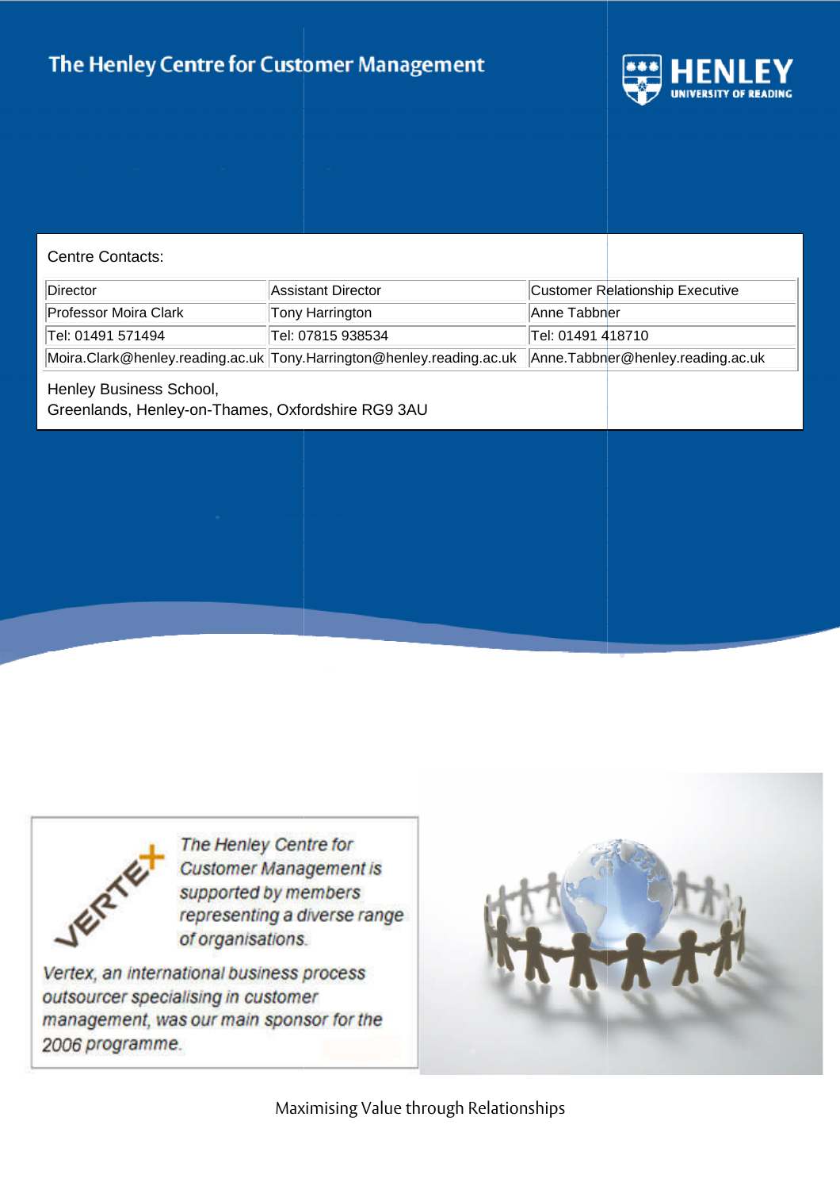# The Henley Centre for Customer Management

HENLEY
UNIVERSITY OF READING

Centre Contacts:

| | | |
|---|---|---|
| Director | Assistant Director | Customer Relationship Executive |
| Professor Moira Clark | Tony Harrington | Anne Tabbner |
| Tel: 01491 571494 | Tel: 07815 938534 | Tel: 01491 418710 |
| Moira.Clark@henley.reading.ac.uk | Tony.Harrington@henley.reading.ac.uk | Anne.Tabbner@henley.reading.ac.uk |

Henley Business School,
Greenlands, Henley-on-Thames, Oxfordshire RG9 3AU

VERTEX

*The Henley Centre for Customer Management is supported by members representing a diverse range of organisations.*

*Vertex, an international business process outsourcer specialising in customer management, was our main sponsor for the 2006 programme.*

Maximising Value through Relationships